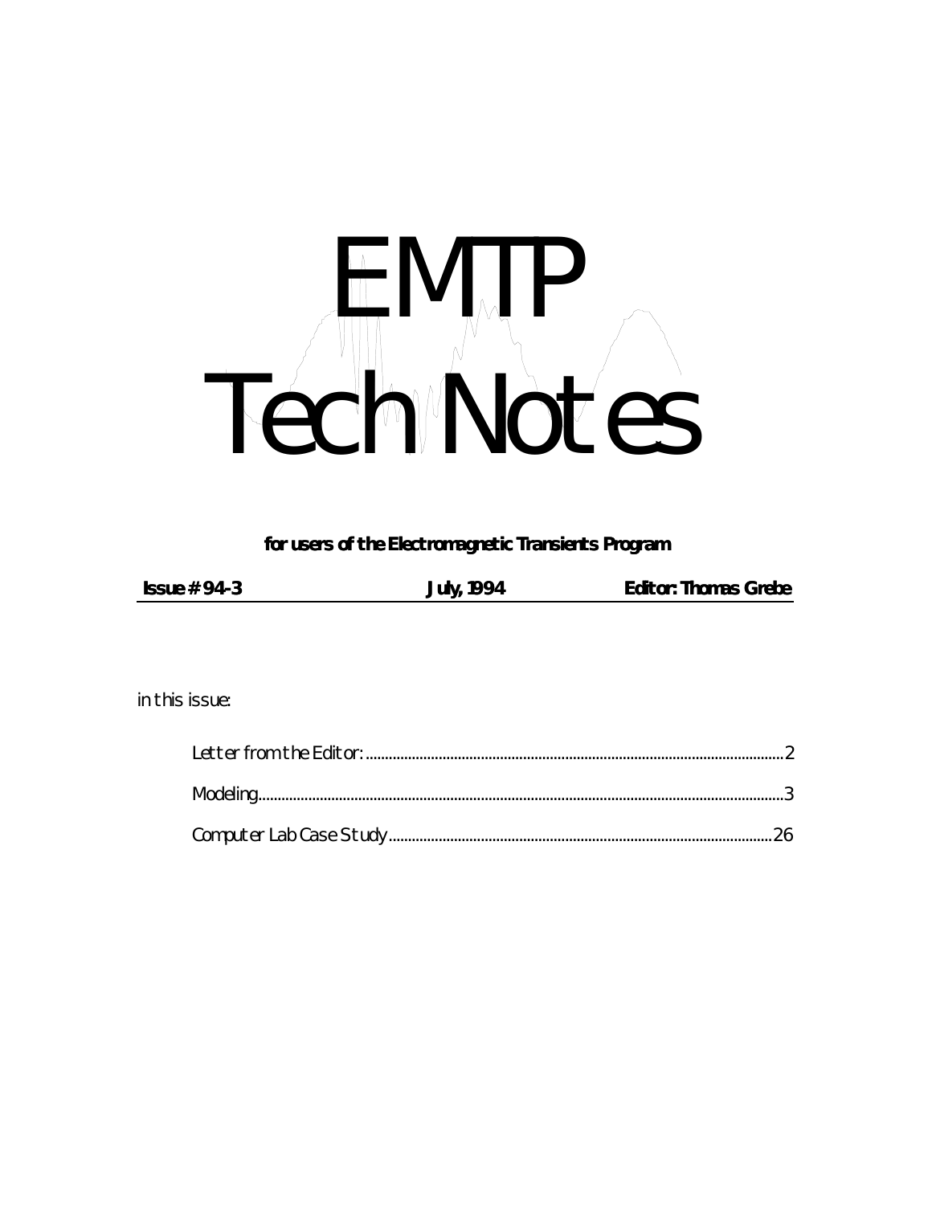# EMTP Tech Notes

**for users of the Electromagnetic Transients Program**

**Issue # 94-3** | **July, 1994** | **Editor: Thomas Grebe**

in this issue:

- Letter from the Editor: ........ 2
- Modeling........ 3
- Computer Lab Case Study........ 26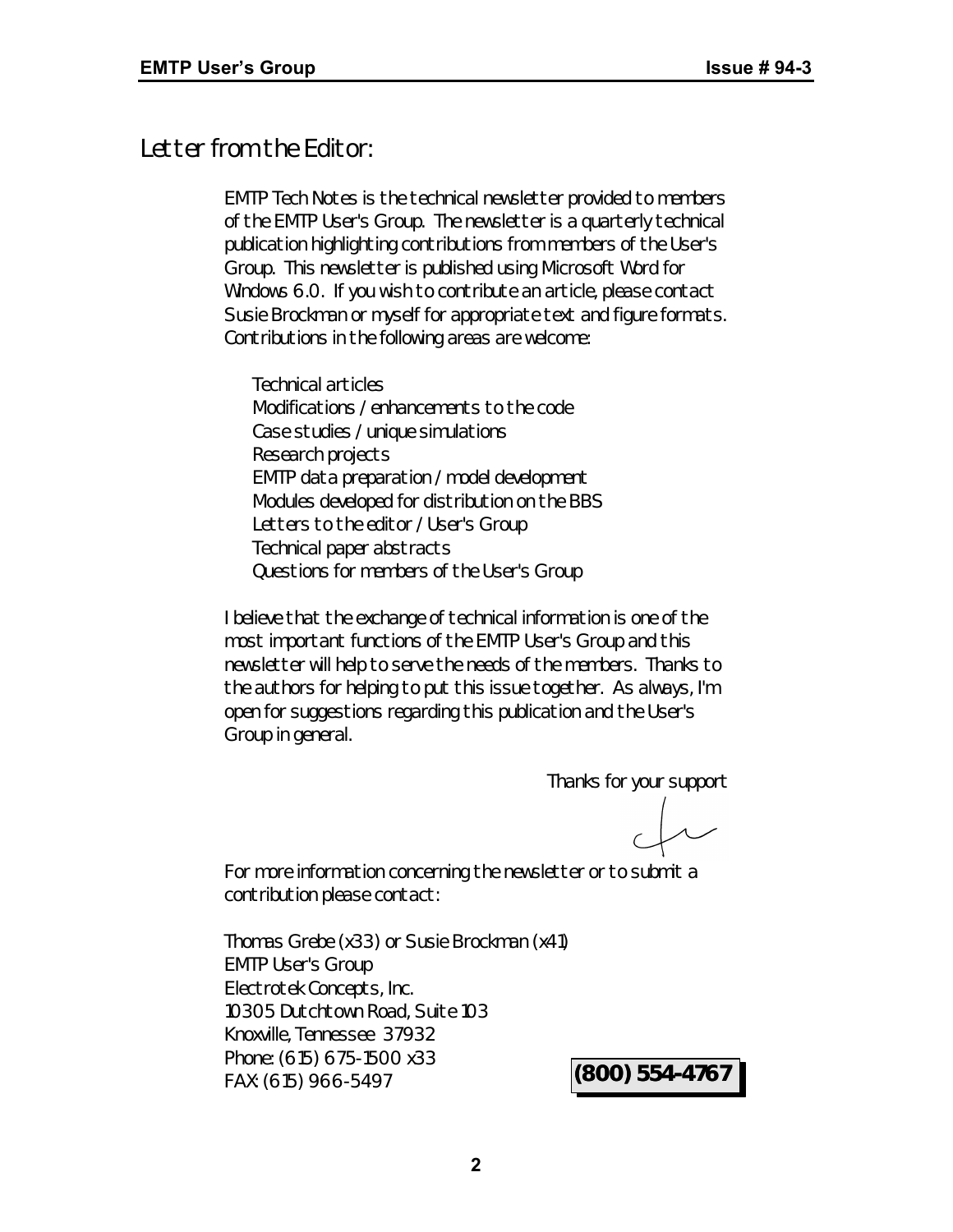# Letter from the Editor:

EMTP Tech Notes is the technical newsletter provided to members of the EMTP User's Group. The newsletter is a quarterly technical publication highlighting contributions from members of the User's Group. This newsletter is published using Microsoft Word for Windows 6.0. If you wish to contribute an article, please contact Susie Brockman or myself for appropriate text and figure formats. Contributions in the following areas are welcome:

- Technical articles
- Modifications / enhancements to the code
- Case studies / unique simulations
- Research projects
- EMTP data preparation / model development
- Modules developed for distribution on the BBS
- Letters to the editor / User's Group
- Technical paper abstracts
- Questions for members of the User's Group

I believe that the exchange of technical information is one of the most important functions of the EMTP User's Group and this newsletter will help to serve the needs of the members. Thanks to the authors for helping to put this issue together. As always, I'm open for suggestions regarding this publication and the User's Group in general.

Thanks for your support

For more information concerning the newsletter or to submit a contribution please contact:

Thomas Grebe (x33) or Susie Brockman (x41)
EMTP User's Group
Electrotek Concepts, Inc.
10305 Dutchtown Road, Suite 103
Knoxville, Tennessee 37932
Phone: (615) 675-1500 x33
FAX: (615) 966-5497

**(800) 554-4767**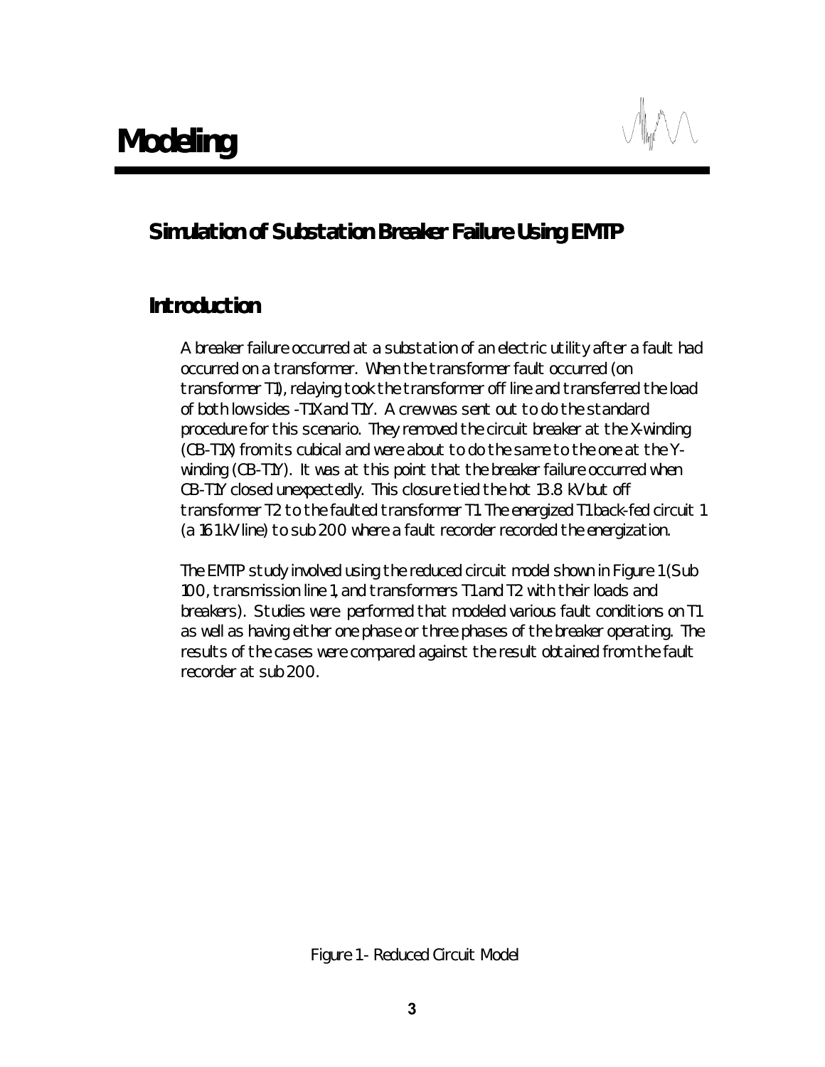# Modeling

## Simulation of Substation Breaker Failure Using EMTP

## Introduction

A breaker failure occurred at a substation of an electric utility after a fault had occurred on a transformer. When the transformer fault occurred (on transformer T1), relaying took the transformer off line and transferred the load of both low sides -T1X and T1Y. A crew was sent out to do the standard procedure for this scenario. They removed the circuit breaker at the X-winding (CB-T1X) from its cubical and were about to do the same to the one at the Y-winding (CB-T1Y). It was at this point that the breaker failure occurred when CB-T1Y closed unexpectedly. This closure tied the hot 13.8 kV but off transformer T2 to the faulted transformer T1. The energized T1 back-fed circuit 1 (a 161 kV line) to sub 200 where a fault recorder recorded the energization.

The EMTP study involved using the reduced circuit model shown in Figure 1 (Sub 100, transmission line 1, and transformers T1 and T2 with their loads and breakers). Studies were performed that modeled various fault conditions on T1 as well as having either one phase or three phases of the breaker operating. The results of the cases were compared against the result obtained from the fault recorder at sub 200.

Figure 1 - Reduced Circuit Model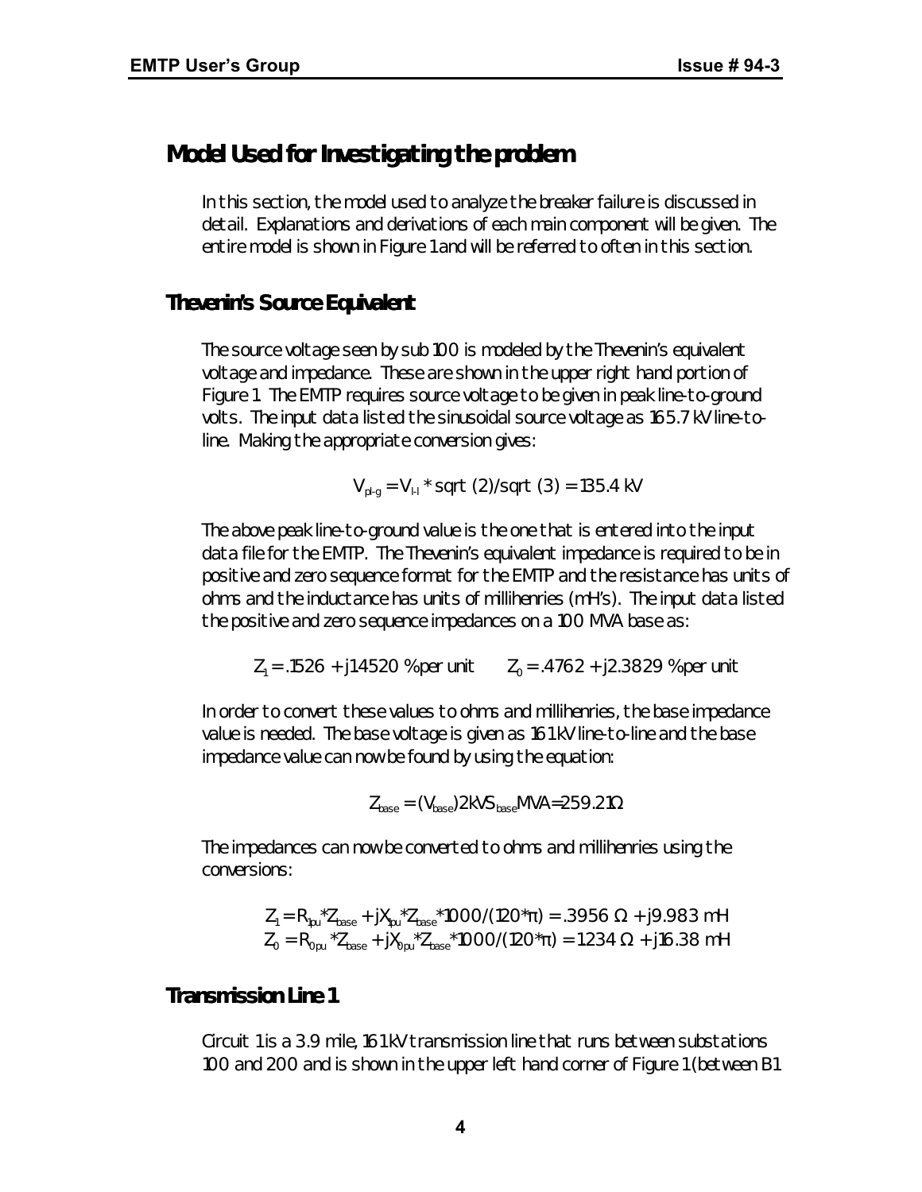## Model Used for Investigating the problem

In this section, the model used to analyze the breaker failure is discussed in detail. Explanations and derivations of each main component will be given. The entire model is shown in Figure 1 and will be referred to often in this section.

### Thevenin's Source Equivalent

The source voltage seen by sub 100 is modeled by the Thevenin's equivalent voltage and impedance. These are shown in the upper right hand portion of Figure 1. The EMTP requires source voltage to be given in peak line-to-ground volts. The input data listed the sinusoidal source voltage as 165.7 kV line-to-line. Making the appropriate conversion gives:

$$V_{pl-g} = V_{l-l} * \text{sqrt}(2)/\text{sqrt}(3) = 135.4 \text{ kV}$$

The above peak line-to-ground value is the one that is entered into the input data file for the EMTP. The Thevenin's equivalent impedance is required to be in positive and zero sequence format for the EMTP and the resistance has units of ohms and the inductance has units of millihenries (mH's). The input data listed the positive and zero sequence impedances on a 100 MVA base as:

$$Z_1 = .1526 + j1.4520 \text{ \% per unit} \qquad Z_0 = .4762 + j2.3829 \text{ \% per unit}$$

In order to convert these values to ohms and millihenries, the base impedance value is needed. The base voltage is given as 161 kV line-to-line and the base impedance value can now be found by using the equation:

$$Z_{base} = (V_{base})2kVS_{base}MVA{=}259.21\Omega$$

The impedances can now be converted to ohms and millihenries using the conversions:

$$Z_1 = R_{1pu} * Z_{base} + jX_{1pu} * Z_{base} * 1000/(120 * \pi) = .3956\ \Omega + j9.983 \text{ mH}$$
$$Z_0 = R_{0pu} * Z_{base} + jX_{0pu} * Z_{base} * 1000/(120 * \pi) = 1.234\ \Omega + j16.38 \text{ mH}$$

### Transmission Line 1

Circuit 1 is a 3.9 mile, 161 kV transmission line that runs between substations 100 and 200 and is shown in the upper left hand corner of Figure 1 (between B1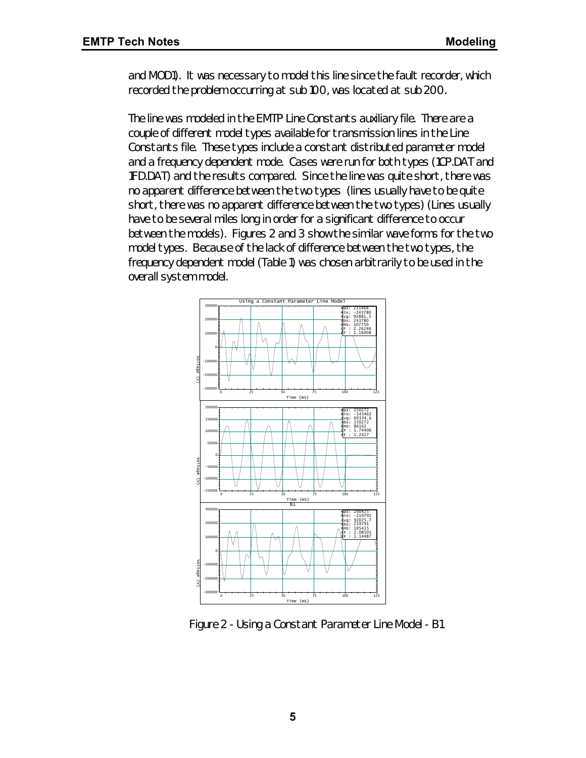and MOD1). It was necessary to model this line since the fault recorder, which recorded the problem occurring at sub 100, was located at sub 200.

The line was modeled in the EMTP Line Constants auxiliary file. There are a couple of different model types available for transmission lines in the Line Constants file. These types include a constant distributed parameter model and a frequency dependent mode. Cases were run for both types (1CP.DAT and 1FD.DAT) and the results compared. Since the line was quite short, there was no apparent difference between the two types (lines usually have to be quite short, there was no apparent difference between the two types) (Lines usually have to be several miles long in order for a significant difference to occur between the models). Figures 2 and 3 show the similar wave forms for the two model types. Because of the lack of difference between the two types, the frequency dependent model (Table 1) was chosen arbitrarily to be used in the overall system model.

Figure 2 - Using a Constant Parameter Line Model - B1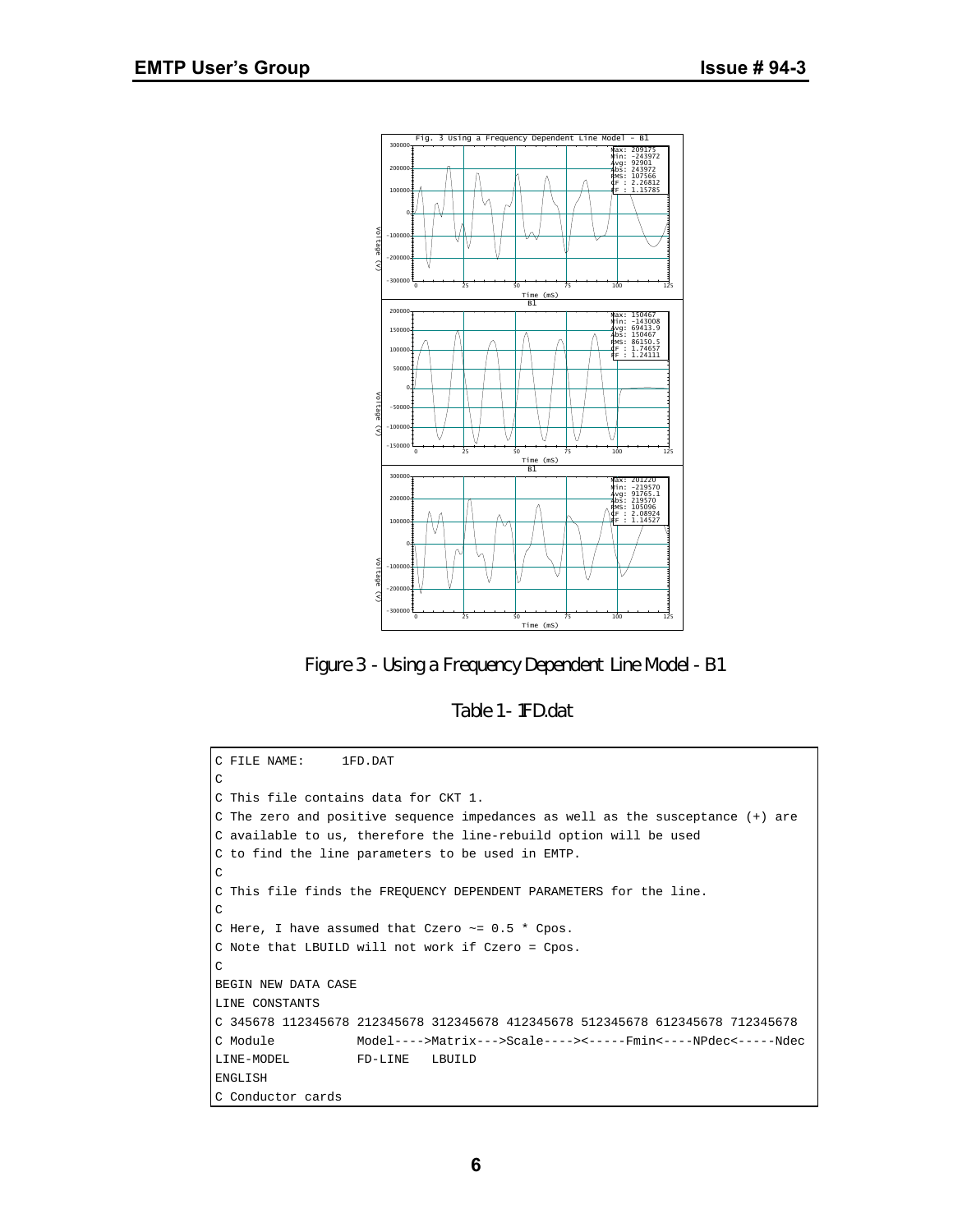Figure 3 - Using a Frequency Dependent Line Model - B1

Table 1 - 1FD.dat

```
C FILE NAME:     1FD.DAT
C
C This file contains data for CKT 1.
C The zero and positive sequence impedances as well as the susceptance (+) are
C available to us, therefore the line-rebuild option will be used
C to find the line parameters to be used in EMTP.
C
C This file finds the FREQUENCY DEPENDENT PARAMETERS for the line.
C
C Here, I have assumed that Czero ~= 0.5 * Cpos.
C Note that LBUILD will not work if Czero = Cpos.
C
BEGIN NEW DATA CASE
LINE CONSTANTS
C 345678 112345678 212345678 312345678 412345678 512345678 612345678 712345678
C Module           Model---->Matrix--->Scale---->­<-----Fmin<----NPdec<-----Ndec
LINE-MODEL         FD-LINE   LBUILD
ENGLISH
C Conductor cards
```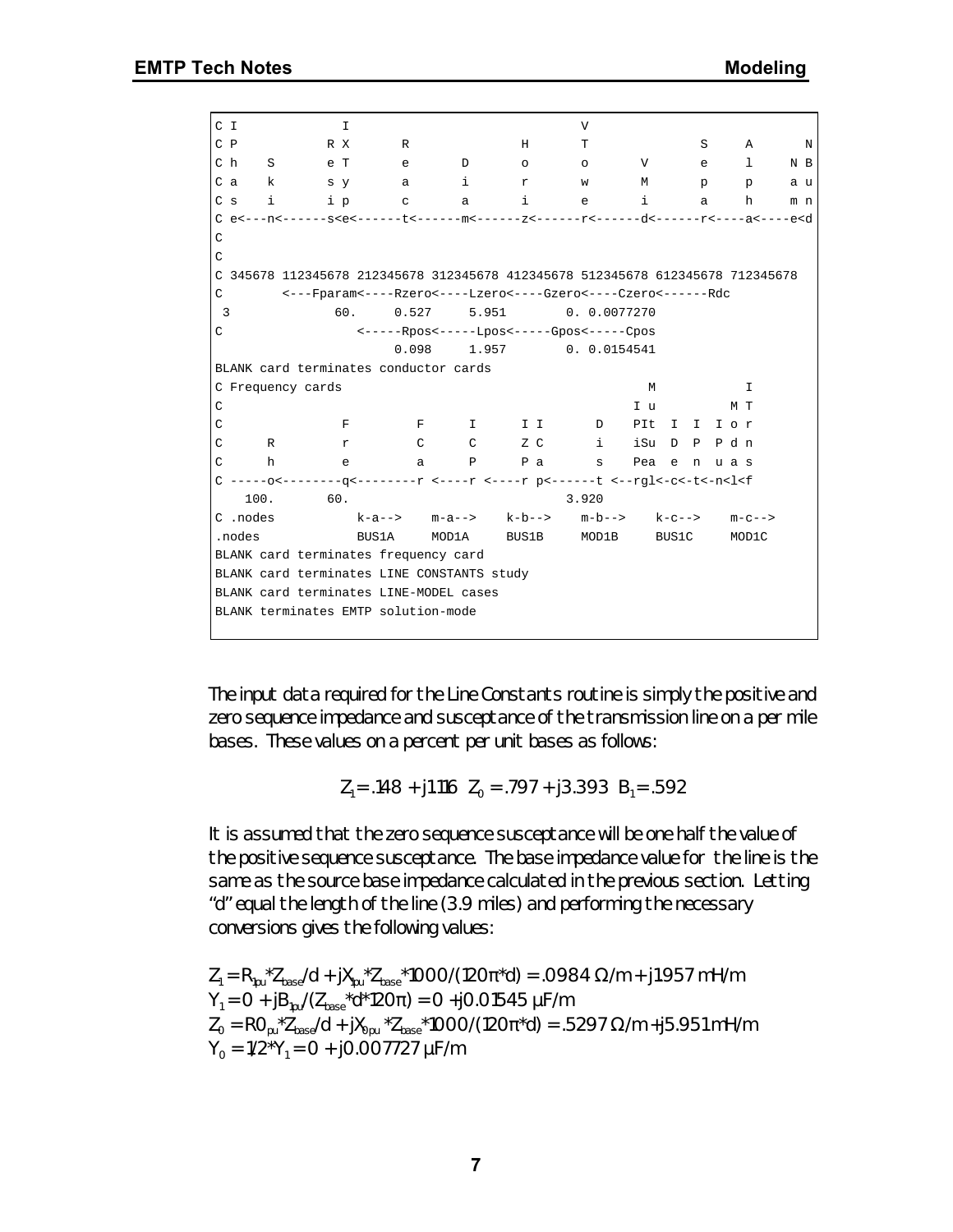```
C I             I                            V
C P           R X       R             H      T             S     A      N
C h    S      e T       e       D     o      o      V      e     l    N B
C a    k      s y       a       i     r      w      M      p     p    a u
C s    i      i p       c       a     i      e      i      a     h    m n
C e<---n<------s<e<------t<------m<------z<------r<------d<------r<----a<----e<d
C
C
C 345678 112345678 212345678 312345678 412345678 512345678 612345678 712345678
C        <---Fparam<----Rzero<----Lzero<----Gzero<----Czero<------Rdc
 3              60.     0.527     5.951        0. 0.0077270
C                  <-----Rpos<-----Lpos<-----Gpos<-----Cpos
                        0.098     1.957        0. 0.0154541
BLANK card terminates conductor cards
C Frequency cards                                       M           I
C                                                     I u         M T
C               F         F      I      I I       D    PIt  I  I  I o r
C      R        r         C      C      Z C       i    iSu  D  P  P d n
C      h        e         a      P      P a       s    Pea  e  n  u a s
C -----o<--------q<--------r <----r <----r p<------t <--rgl<-c<-t<-n<l<f
    100.       60.                             3.920
C .nodes           k-a-->    m-a-->    k-b-->    m-b-->    k-c-->    m-c-->
.nodes             BUS1A     MOD1A     BUS1B     MOD1B     BUS1C     MOD1C
BLANK card terminates frequency card
BLANK card terminates LINE CONSTANTS study
BLANK card terminates LINE-MODEL cases
BLANK terminates EMTP solution-mode
```

The input data required for the Line Constants routine is simply the positive and zero sequence impedance and susceptance of the transmission line on a per mile bases. These values on a percent per unit bases as follows:

$$Z_1 = .148 + j1.116 \quad Z_0 = .797 + j3.393 \quad B_1 = .592$$

It is assumed that the zero sequence susceptance will be one half the value of the positive sequence susceptance. The base impedance value for the line is the same as the source base impedance calculated in the previous section. Letting "d" equal the length of the line (3.9 miles) and performing the necessary conversions gives the following values:

$Z_1 = R_{1pu} * Z_{base} / d + jX_{1pu} * Z_{base} * 1000 / (120\pi * d) = .0984\ \Omega/m + j1.957\ mH/m$

$Y_1 = 0 + jB_{1pu} / (Z_{base} * d * 120\pi) = 0 + j0.01545\ \mu F/m$

$Z_0 = R0_{pu} * Z_{base} / d + jX_{0pu} * Z_{base} * 1000 / (120\pi * d) = .5297\ \Omega/m + j5.951\ mH/m$

$Y_0 = 1/2 * Y_1 = 0 + j0.007727\ \mu F/m$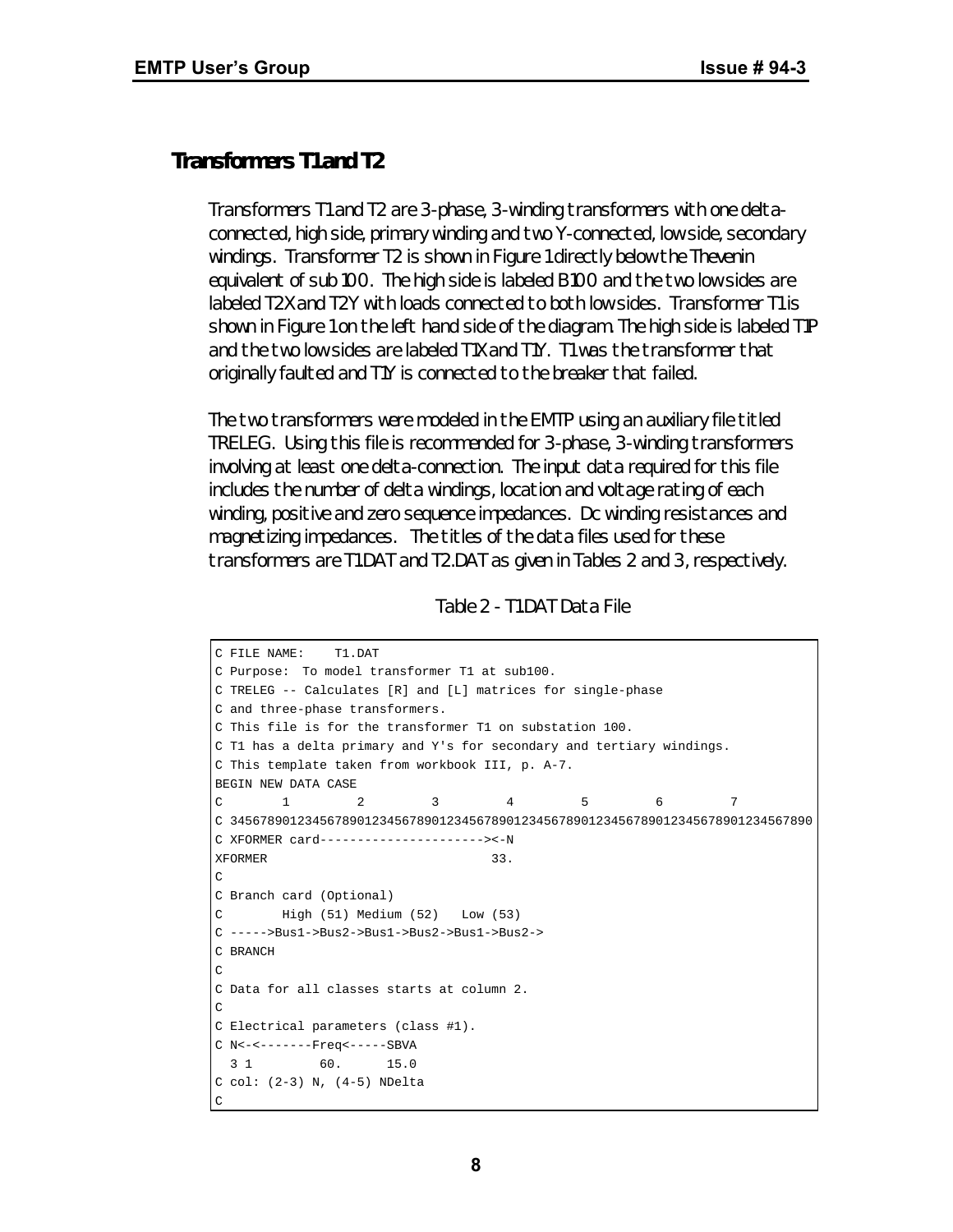## Transformers T1 and T2

Transformers T1 and T2 are 3-phase, 3-winding transformers with one delta-connected, high side, primary winding and two Y-connected, low side, secondary windings. Transformer T2 is shown in Figure 1 directly below the Thevenin equivalent of sub 100. The high side is labeled B100 and the two low sides are labeled T2X and T2Y with loads connected to both low sides. Transformer T1 is shown in Figure 1 on the left hand side of the diagram. The high side is labeled T1P and the two low sides are labeled T1X and T1Y. T1 was the transformer that originally faulted and T1Y is connected to the breaker that failed.

The two transformers were modeled in the EMTP using an auxiliary file titled TRELEG. Using this file is recommended for 3-phase, 3-winding transformers involving at least one delta-connection. The input data required for this file includes the number of delta windings, location and voltage rating of each winding, positive and zero sequence impedances. Dc winding resistances and magnetizing impedances. The titles of the data files used for these transformers are T1.DAT and T2.DAT as given in Tables 2 and 3, respectively.

Table 2 - T1.DAT Data File

```
C FILE NAME:    T1.DAT
C Purpose:  To model transformer T1 at sub100.
C TRELEG -- Calculates [R] and [L] matrices for single-phase
C and three-phase transformers.
C This file is for the transformer T1 on substation 100.
C T1 has a delta primary and Y's for secondary and tertiary windings.
C This template taken from workbook III, p. A-7.
BEGIN NEW DATA CASE
C        1         2         3         4         5         6         7
C 3456789012345678901234567890123456789012345678901234567890123456789012345678990
C XFORMER card----------------------><-N
XFORMER                               33.
C
C Branch card (Optional)
C        High (51) Medium (52)   Low (53)
C ----->Bus1->Bus2->Bus1->Bus2->Bus1->Bus2->
C BRANCH
C
C Data for all classes starts at column 2.
C
C Electrical parameters (class #1).
C N<-<-------Freq<-----SBVA
  3 1         60.      15.0
C col: (2-3) N, (4-5) NDelta
C
```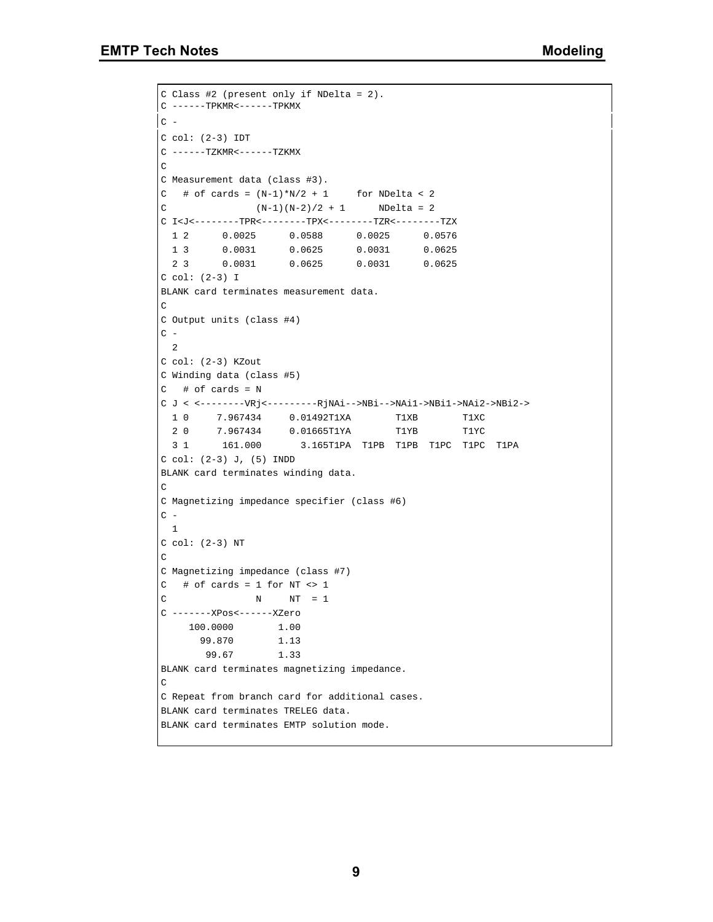```
C Class #2 (present only if NDelta = 2).
C ------TPKMR<------TPKMX
C -
C col: (2-3) IDT
C ------TZKMR<------TZKMX
C
C Measurement data (class #3).
C   # of cards = (N-1)*N/2 + 1     for NDelta < 2
C               (N-1)(N-2)/2 + 1      NDelta = 2
C I<J<--------TPR<--------TPX<--------TZR<--------TZX
  1 2      0.0025      0.0588      0.0025      0.0576
  1 3      0.0031      0.0625      0.0031      0.0625
  2 3      0.0031      0.0625      0.0031      0.0625
C col: (2-3) I
BLANK card terminates measurement data.
C
C Output units (class #4)
C -
  2
C col: (2-3) KZout
C Winding data (class #5)
C   # of cards = N
C J < <--------VRj<---------RjNAi-->NBi-->NAi1->NBi1->NAi2->NBi2->
  1 0     7.967434     0.01492T1XA        T1XB        T1XC
  2 0     7.967434     0.01665T1YA        T1YB        T1YC
  3 1      161.000       3.165T1PA  T1PB  T1PB  T1PC  T1PC  T1PA
C col: (2-3) J, (5) INDD
BLANK card terminates winding data.
C
C Magnetizing impedance specifier (class #6)
C -
  1
C col: (2-3) NT
C
C Magnetizing impedance (class #7)
C   # of cards = 1 for NT <> 1
C               N     NT  = 1
C -------XPos<------XZero
     100.0000        1.00
       99.870        1.13
        99.67        1.33
BLANK card terminates magnetizing impedance.
C
C Repeat from branch card for additional cases.
BLANK card terminates TRELEG data.
BLANK card terminates EMTP solution mode.
```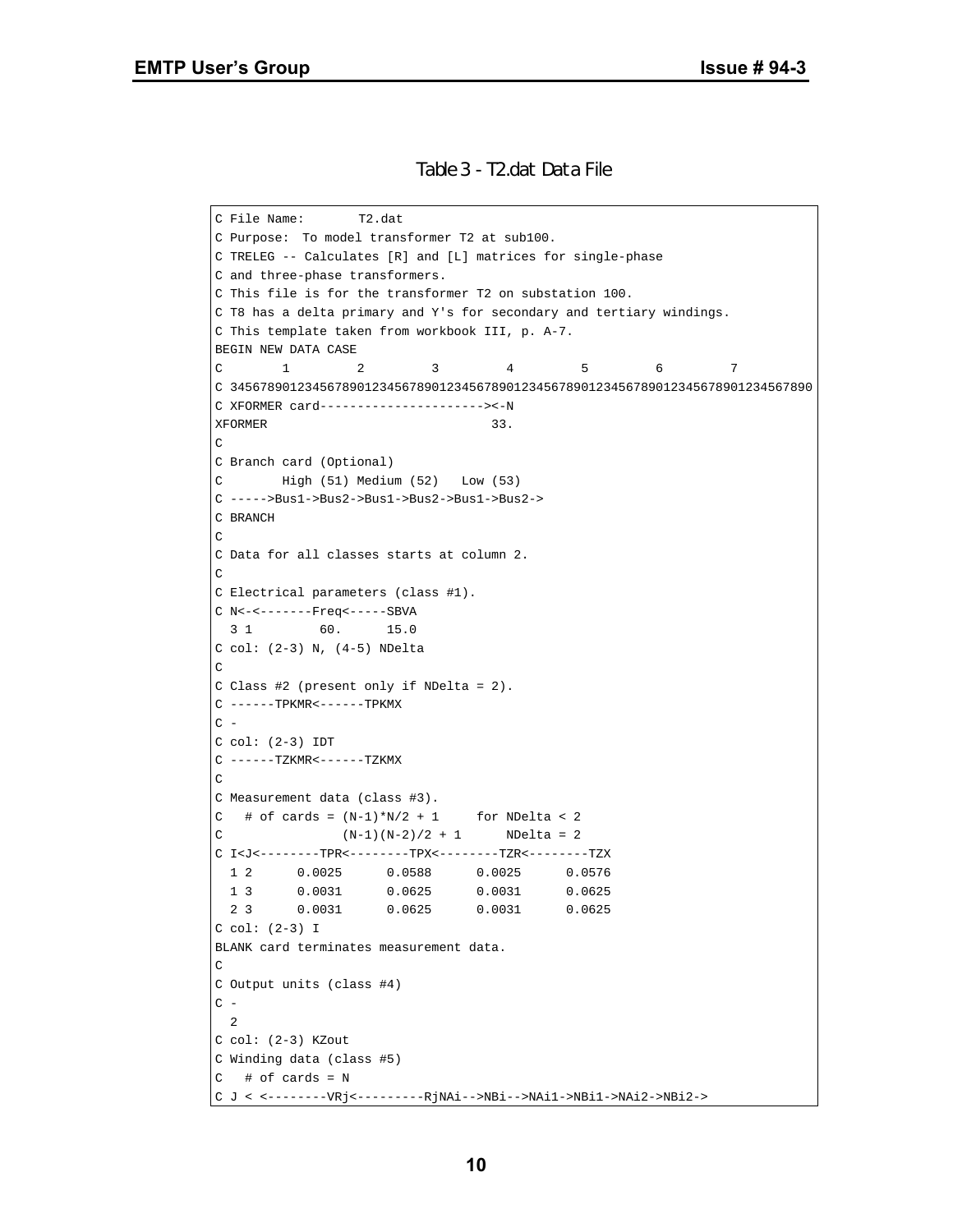Table 3 - T2.dat Data File

```
C File Name:       T2.dat
C Purpose:  To model transformer T2 at sub100.
C TRELEG -- Calculates [R] and [L] matrices for single-phase
C and three-phase transformers.
C This file is for the transformer T2 on substation 100.
C T8 has a delta primary and Y's for secondary and tertiary windings.
C This template taken from workbook III, p. A-7.
BEGIN NEW DATA CASE
C        1         2         3         4         5         6         7
C 345678901234567890123456789012345678901234567890123456789012345678901234567890
C XFORMER card---------------------><-N
XFORMER                               33.
C
C Branch card (Optional)
C        High (51) Medium (52)   Low (53)
C ----->Bus1->Bus2->Bus1->Bus2->Bus1->Bus2->
C BRANCH
C
C Data for all classes starts at column 2.
C
C Electrical parameters (class #1).
C N<-<-------Freq<-----SBVA
  3 1         60.      15.0
C col: (2-3) N, (4-5) NDelta
C
C Class #2 (present only if NDelta = 2).
C ------TPKMR<------TPKMX
C -
C col: (2-3) IDT
C ------TZKMR<------TZKMX
C
C Measurement data (class #3).
C   # of cards = (N-1)*N/2 + 1     for NDelta < 2
C                (N-1)(N-2)/2 + 1      NDelta = 2
C I<J<--------TPR<--------TPX<--------TZR<--------TZX
  1 2      0.0025      0.0588      0.0025      0.0576
  1 3      0.0031      0.0625      0.0031      0.0625
  2 3      0.0031      0.0625      0.0031      0.0625
C col: (2-3) I
BLANK card terminates measurement data.
C
C Output units (class #4)
C -
  2
C col: (2-3) KZout
C Winding data (class #5)
C   # of cards = N
C J < <--------VRj<---------RjNAi-->NBi-->NAi1->NBi1->NAi2->NBi2->
```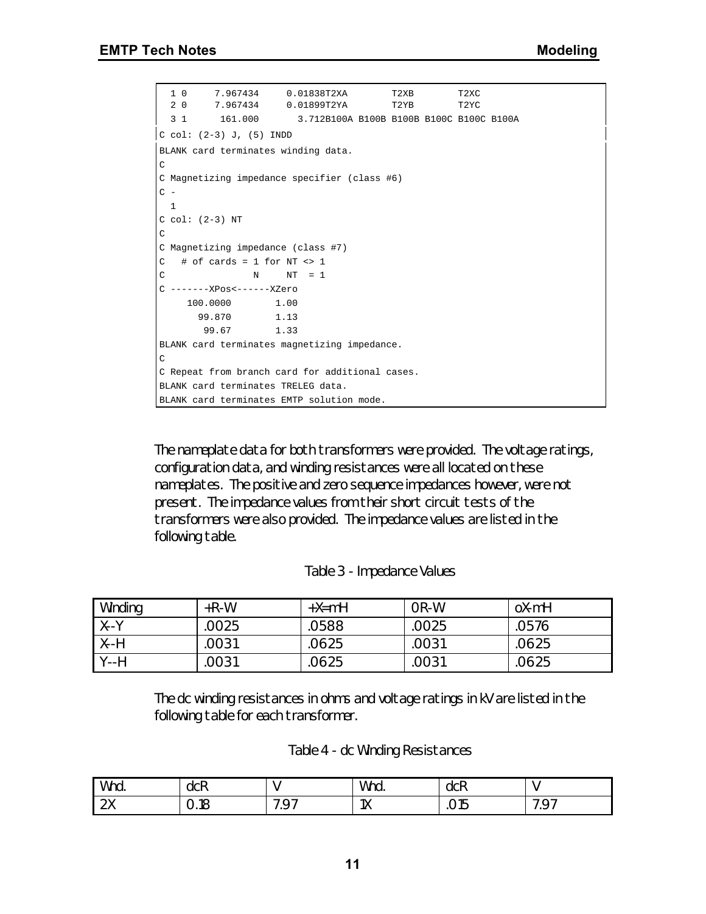```
  1 0     7.967434     0.01838T2XA        T2XB        T2XC
  2 0     7.967434     0.01899T2YA        T2YB        T2YC
  3 1      161.000       3.712B100A B100B B100B B100C B100C B100A
C col: (2-3) J, (5) INDD
BLANK card terminates winding data.
C
C Magnetizing impedance specifier (class #6)
C -
  1
C col: (2-3) NT
C
C Magnetizing impedance (class #7)
C   # of cards = 1 for NT <> 1
C                N     NT  = 1
C -------XPos<------XZero
     100.0000        1.00
       99.870        1.13
        99.67        1.33
BLANK card terminates magnetizing impedance.
C
C Repeat from branch card for additional cases.
BLANK card terminates TRELEG data.
BLANK card terminates EMTP solution mode.
```

The nameplate data for both transformers were provided. The voltage ratings, configuration data, and winding resistances were all located on these nameplates. The positive and zero sequence impedances however, were not present. The impedance values from their short circuit tests of the transformers were also provided. The impedance values are listed in the following table.

Table 3 - Impedance Values

| Winding | +R-W | +X=mH | 0R-W | oX-mH |
|---|---|---|---|---|
| X--Y | .0025 | .0588 | .0025 | .0576 |
| X--H | .0031 | .0625 | .0031 | .0625 |
| Y--H | .0031 | .0625 | .0031 | .0625 |

The dc winding resistances in ohms and voltage ratings in kV are listed in the following table for each transformer.

Table 4 - dc Winding Resistances

| Wnd. | dcR | V | Wnd. | dcR | V |
|---|---|---|---|---|---|
| 2X | 0.18 | 7.97 | 1X | .015 | 7.97 |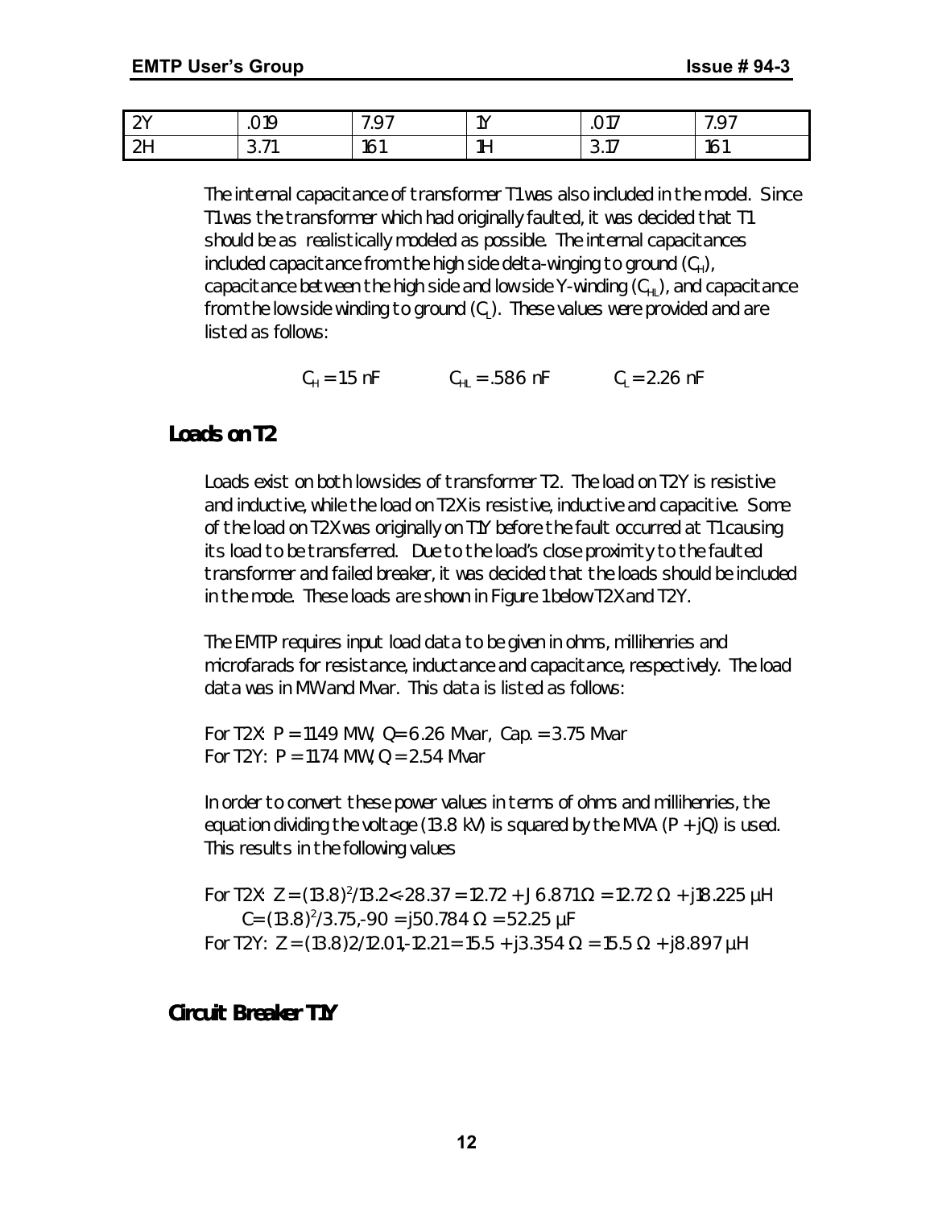| 2Y | .019 | 7.97 | 1Y | .017 | 7.97 |
|---|---|---|---|---|---|
| 2H | 3.71 | 161 | 1H | 3.17 | 161 |

The internal capacitance of transformer T1 was also included in the model. Since T1 was the transformer which had originally faulted, it was decided that T1 should be as realistically modeled as possible. The internal capacitances included capacitance from the high side delta-winging to ground ($C_H$), capacitance between the high side and low side Y-winding ($C_{HL}$), and capacitance from the low side winding to ground ($C_L$). These values were provided and are listed as follows:

$C_H = 1.5$ nF $\quad\quad$ $C_{HL} = .586$ nF $\quad\quad$ $C_L = 2.26$ nF

## Loads on T2

Loads exist on both low sides of transformer T2. The load on T2Y is resistive and inductive, while the load on T2X is resistive, inductive and capacitive. Some of the load on T2X was originally on T1Y before the fault occurred at T1 causing its load to be transferred. Due to the load's close proximity to the faulted transformer and failed breaker, it was decided that the loads should be included in the mode. These loads are shown in Figure 1 below T2X and T2Y.

The EMTP requires input load data to be given in ohms, millihenries and microfarads for resistance, inductance and capacitance, respectively. The load data was in MW and Mvar. This data is listed as follows:

For T2X: P = 11.49 MW, Q= 6.26 Mvar, Cap. = 3.75 Mvar
For T2Y: P = 11.74 MW, Q = 2.54 Mvar

In order to convert these power values in terms of ohms and millihenries, the equation dividing the voltage (13.8 kV) is squared by the MVA (P + jQ) is used. This results in the following values

For T2X: $Z = (13.8)^2/13.2<\text{-}28.37 = 12.72 + J\ 6.871\Omega = 12.72\ \Omega + j18.225\ \mu H$
$\quad\quad C= (13.8)^2/3.75,\text{-}90 = j50.784\ \Omega = 52.25\ \mu F$
For T2Y: $Z = (13.8)2/12.01,\text{-}12.21= 15.5 + j3.354\ \Omega = 15.5\ \Omega + j8.897\ \mu H$

## Circuit Breaker T1Y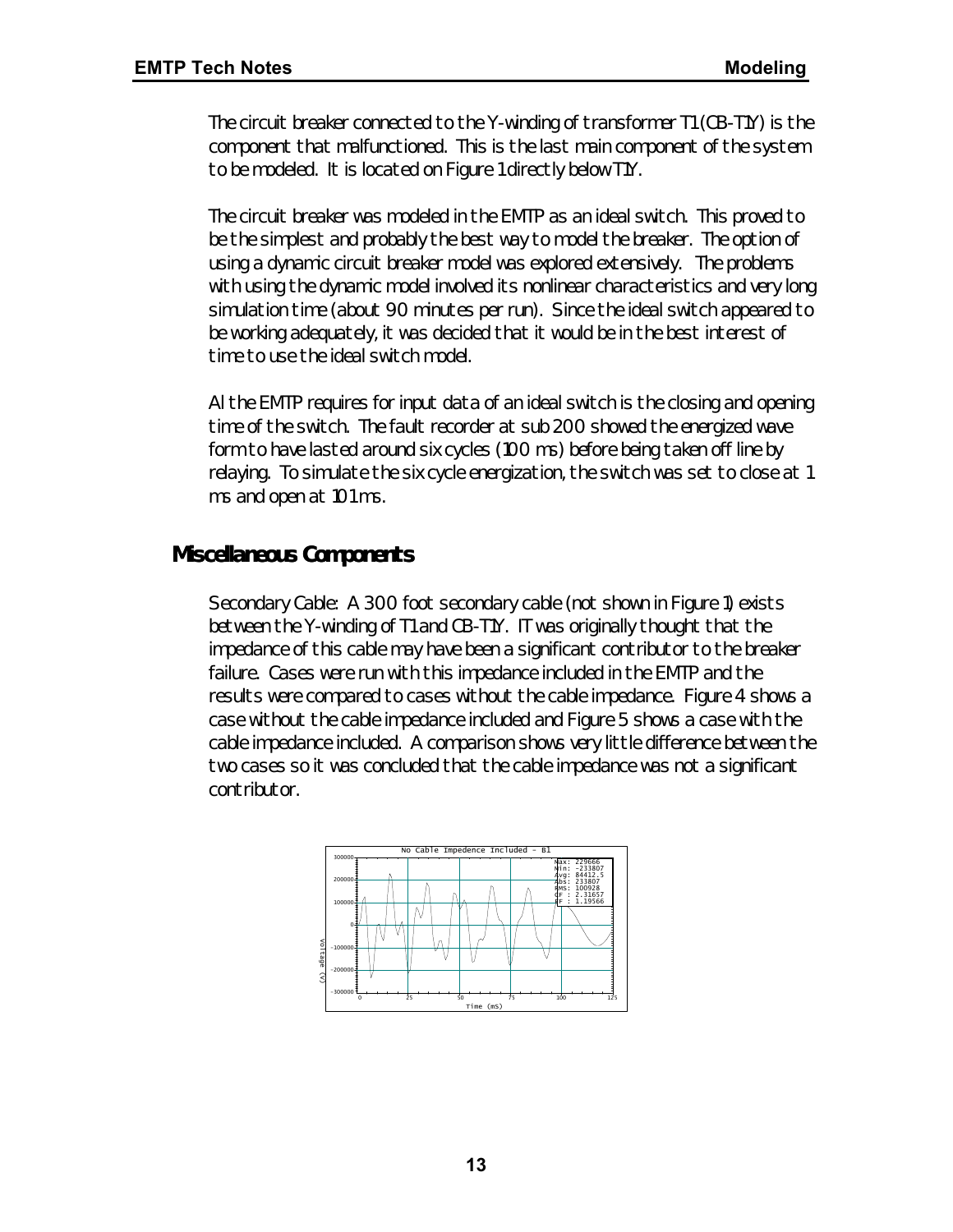The circuit breaker connected to the Y-winding of transformer T1 (CB-T1Y) is the component that malfunctioned. This is the last main component of the system to be modeled. It is located on Figure 1 directly below T1Y.

The circuit breaker was modeled in the EMTP as an ideal switch. This proved to be the simplest and probably the best way to model the breaker. The option of using a dynamic circuit breaker model was explored extensively. The problems with using the dynamic model involved its nonlinear characteristics and very long simulation time (about 90 minutes per run). Since the ideal switch appeared to be working adequately, it was decided that it would be in the best interest of time to use the ideal switch model.

Al the EMTP requires for input data of an ideal switch is the closing and opening time of the switch. The fault recorder at sub 200 showed the energized wave form to have lasted around six cycles (100 ms) before being taken off line by relaying. To simulate the six cycle energization, the switch was set to close at 1 ms and open at 101 ms.

## Miscellaneous Components

Secondary Cable: A 300 foot secondary cable (not shown in Figure 1) exists between the Y-winding of T1 and CB-T1Y. IT was originally thought that the impedance of this cable may have been a significant contributor to the breaker failure. Cases were run with this impedance included in the EMTP and the results were compared to cases without the cable impedance. Figure 4 shows a case without the cable impedance included and Figure 5 shows a case with the cable impedance included. A comparison shows very little difference between the two cases so it was concluded that the cable impedance was not a significant contributor.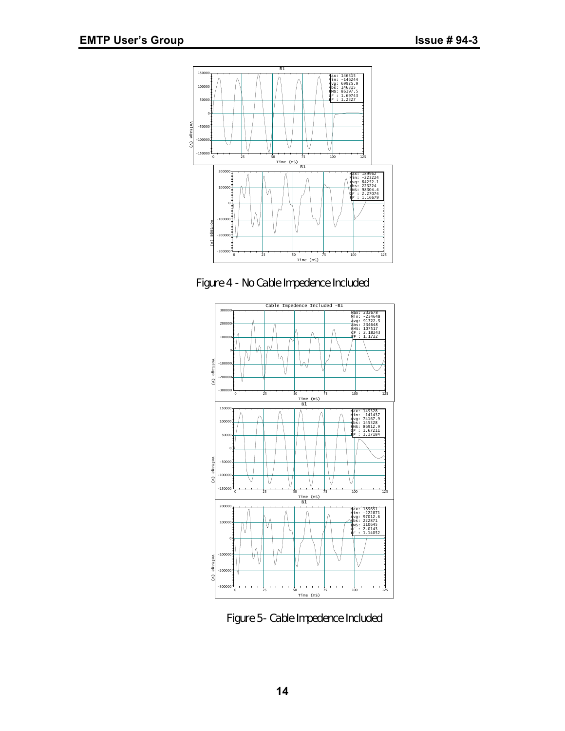Figure 4 - No Cable Impedence Included

Figure 5- Cable Impedence Included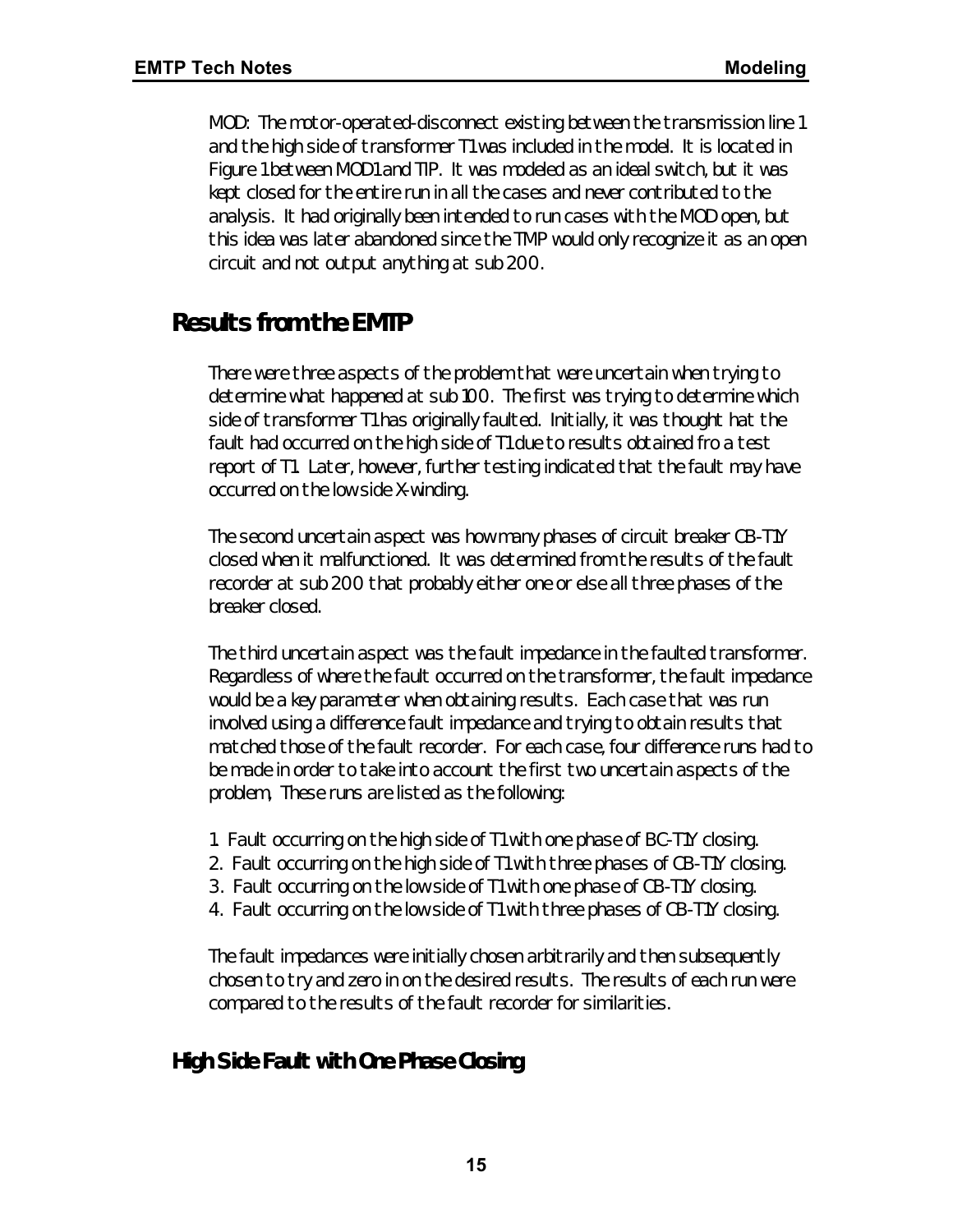MOD: The motor-operated-disconnect existing between the transmission line 1 and the high side of transformer T1 was included in the model. It is located in Figure 1 between MOD1 and TIP. It was modeled as an ideal switch, but it was kept closed for the entire run in all the cases and never contributed to the analysis. It had originally been intended to run cases with the MOD open, but this idea was later abandoned since the TMP would only recognize it as an open circuit and not output anything at sub 200.

## Results from the EMTP

There were three aspects of the problem that were uncertain when trying to determine what happened at sub 100. The first was trying to determine which side of transformer T1 has originally faulted. Initially, it was thought hat the fault had occurred on the high side of T1 due to results obtained fro a test report of T1 Later, however, further testing indicated that the fault may have occurred on the low side X-winding.

The second uncertain aspect was how many phases of circuit breaker CB-T1Y closed when it malfunctioned. It was determined from the results of the fault recorder at sub 200 that probably either one or else all three phases of the breaker closed.

The third uncertain aspect was the fault impedance in the faulted transformer. Regardless of where the fault occurred on the transformer, the fault impedance would be a key parameter when obtaining results. Each case that was run involved using a difference fault impedance and trying to obtain results that matched those of the fault recorder. For each case, four difference runs had to be made in order to take into account the first two uncertain aspects of the problem, These runs are listed as the following:

1. Fault occurring on the high side of T1 with one phase of BC-T1Y closing.
2. Fault occurring on the high side of T1 with three phases of CB-T1Y closing.
3. Fault occurring on the low side of T1 with one phase of CB-T1Y closing.
4. Fault occurring on the low side of T1 with three phases of CB-T1Y closing.

The fault impedances were initially chosen arbitrarily and then subsequently chosen to try and zero in on the desired results. The results of each run were compared to the results of the fault recorder for similarities.

### High Side Fault with One Phase Closing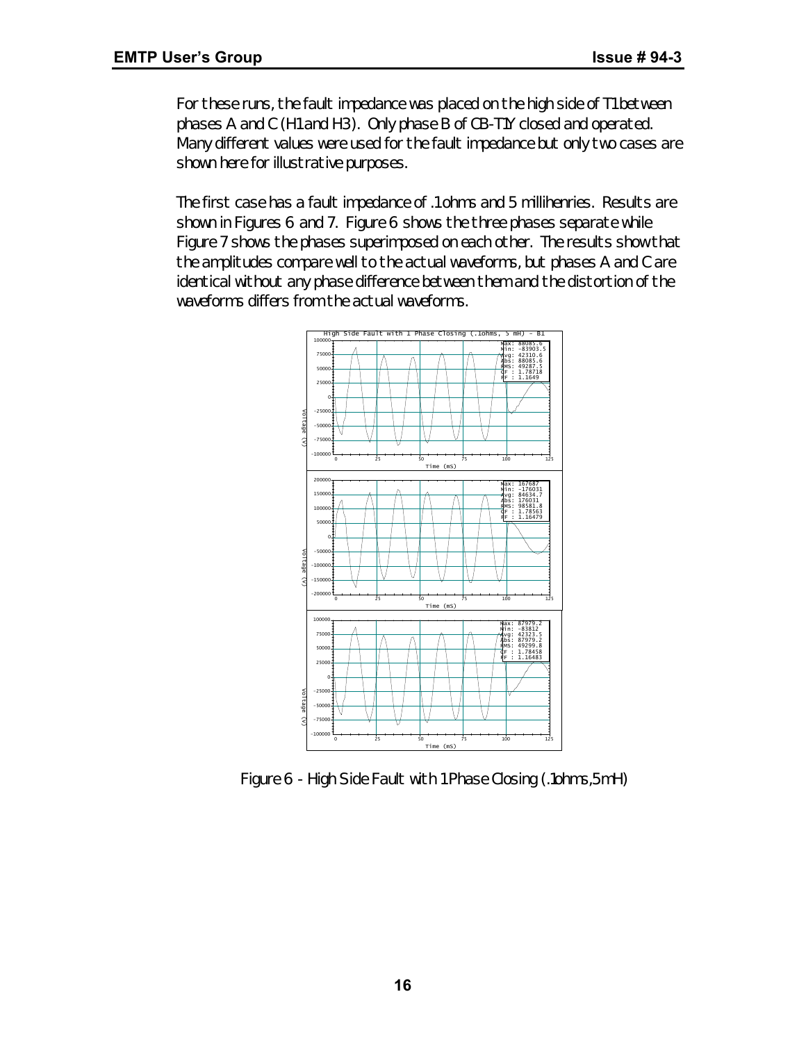For these runs, the fault impedance was placed on the high side of T1 between phases A and C (H1 and H3). Only phase B of CB-T1Y closed and operated. Many different values were used for the fault impedance but only two cases are shown here for illustrative purposes.

The first case has a fault impedance of .1 ohms and 5 millihenries. Results are shown in Figures 6 and 7. Figure 6 shows the three phases separate while Figure 7 shows the phases superimposed on each other. The results show that the amplitudes compare well to the actual waveforms, but phases A and C are identical without any phase difference between them and the distortion of the waveforms differs from the actual waveforms.

Figure 6 - High Side Fault with 1 Phase Closing (.1ohms,5mH)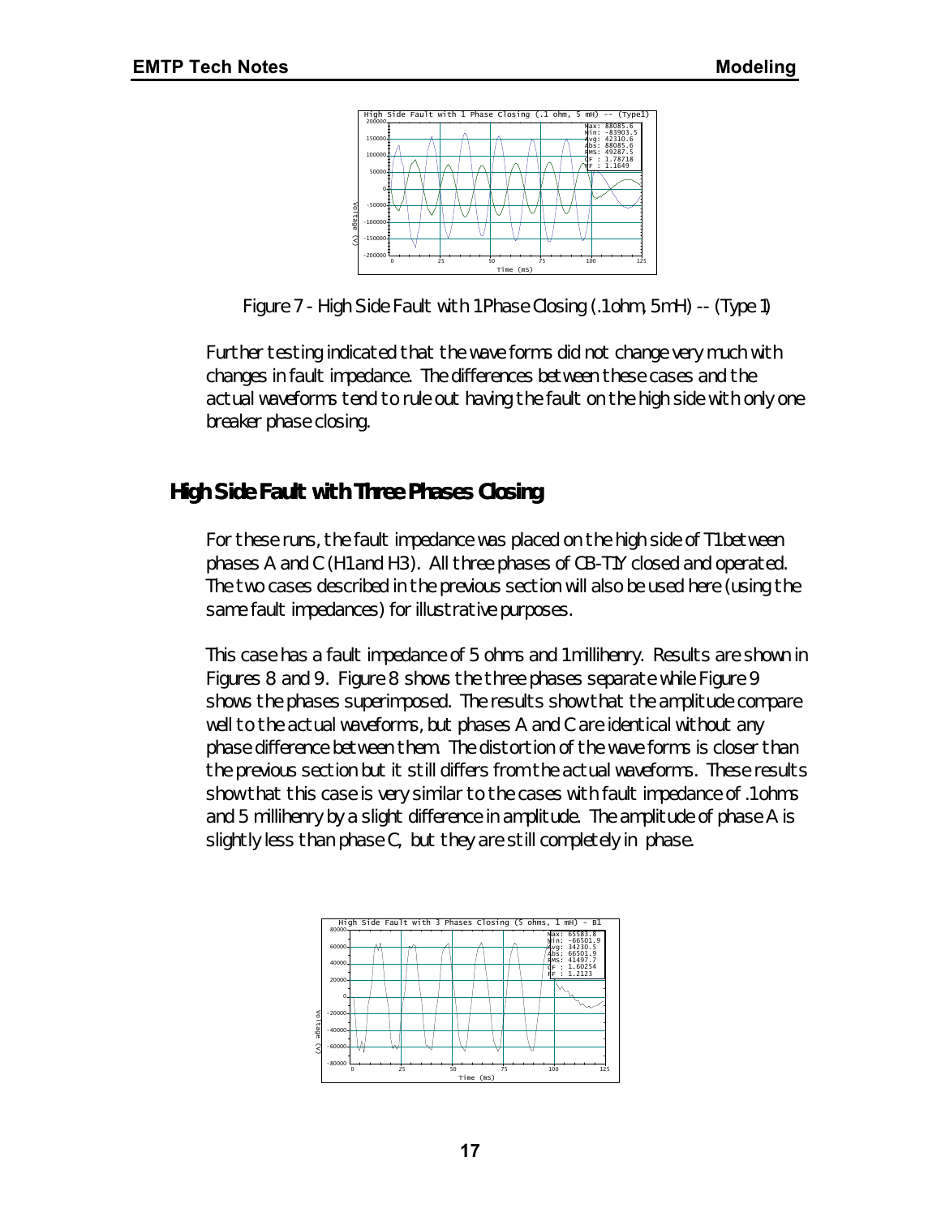Figure 7 - High Side Fault with 1 Phase Closing (.1 ohm, 5 mH) -- (Type 1)

Further testing indicated that the wave forms did not change very much with changes in fault impedance. The differences between these cases and the actual waveforms tend to rule out having the fault on the high side with only one breaker phase closing.

## High Side Fault with Three Phases Closing

For these runs, the fault impedance was placed on the high side of T1 between phases A and C (H1 and H3). All three phases of CB-T1Y closed and operated. The two cases described in the previous section will also be used here (using the same fault impedances) for illustrative purposes.

This case has a fault impedance of 5 ohms and 1 millihenry. Results are shown in Figures 8 and 9. Figure 8 shows the three phases separate while Figure 9 shows the phases superimposed. The results show that the amplitude compare well to the actual waveforms, but phases A and C are identical without any phase difference between them. The distortion of the wave forms is closer than the previous section but it still differs from the actual waveforms. These results show that this case is very similar to the cases with fault impedance of .1 ohms and 5 millihenry by a slight difference in amplitude. The amplitude of phase A is slightly less than phase C, but they are still completely in phase.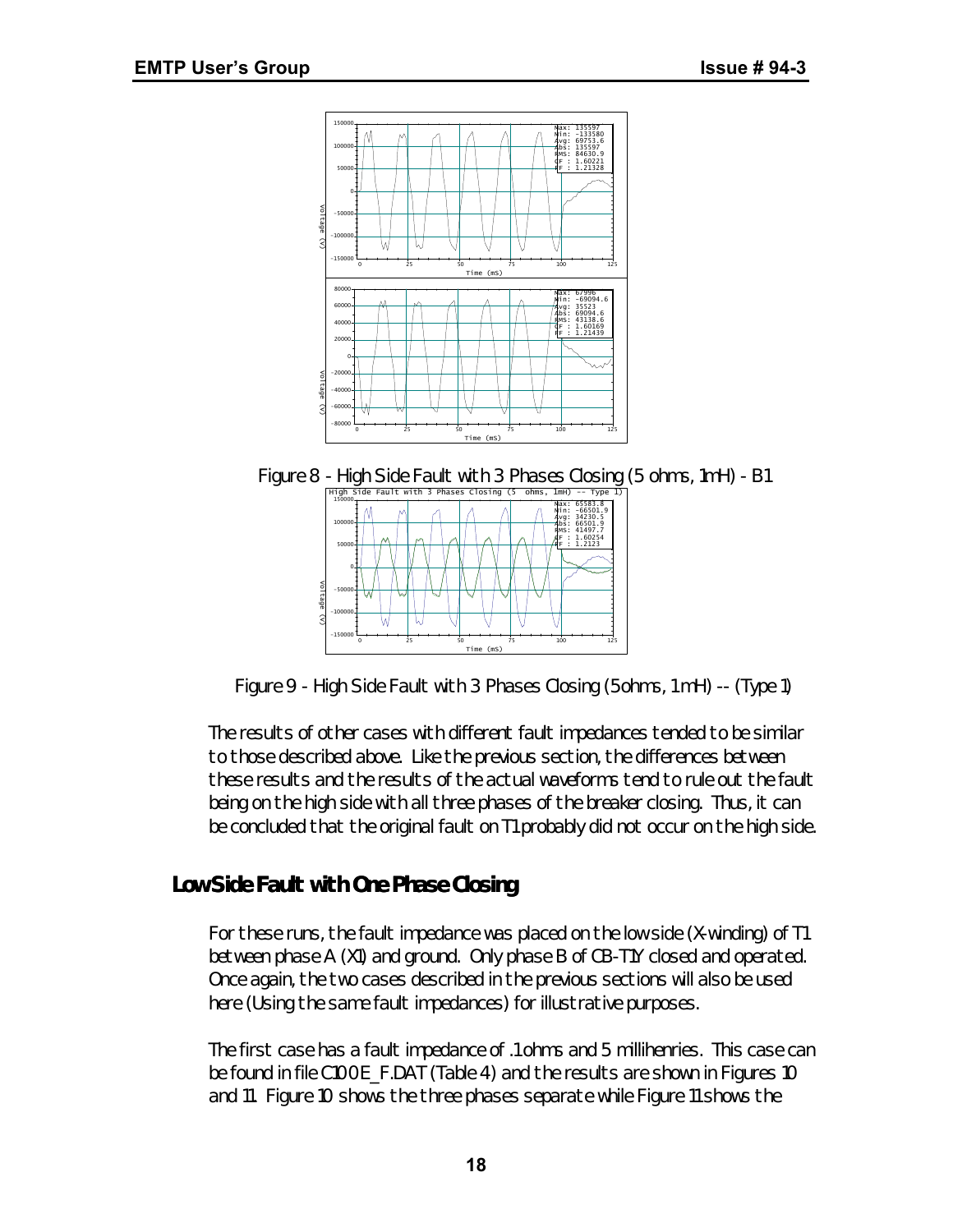Figure 8 - High Side Fault with 3 Phases Closing (5 ohms, 1mH) - B1

Figure 9 - High Side Fault with 3 Phases Closing (5ohms, 1 mH) -- (Type 1)

The results of other cases with different fault impedances tended to be similar to those described above. Like the previous section, the differences between these results and the results of the actual waveforms tend to rule out the fault being on the high side with all three phases of the breaker closing. Thus, it can be concluded that the original fault on T1 probably did not occur on the high side.

## Low Side Fault with One Phase Closing

For these runs, the fault impedance was placed on the low side (X-winding) of T1 between phase A (X1) and ground. Only phase B of CB-T1Y closed and operated. Once again, the two cases described in the previous sections will also be used here (Using the same fault impedances) for illustrative purposes.

The first case has a fault impedance of .1 ohms and 5 millihenries. This case can be found in file C100E_F.DAT (Table 4) and the results are shown in Figures 10 and 11. Figure 10 shows the three phases separate while Figure 11 shows the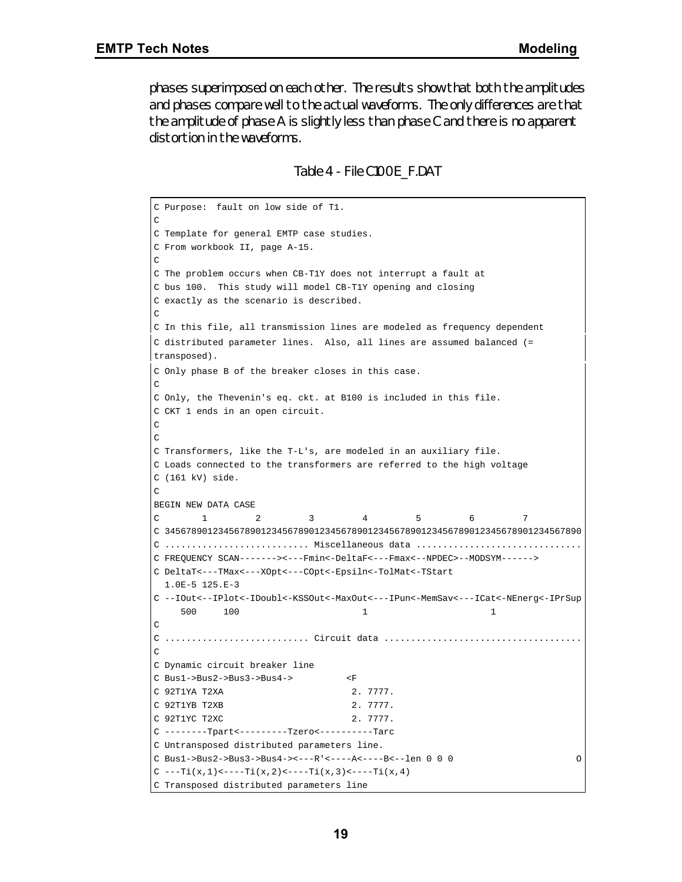phases superimposed on each other. The results show that both the amplitudes and phases compare well to the actual waveforms. The only differences are that the amplitude of phase A is slightly less than phase C and there is no apparent distortion in the waveforms.

Table 4 - File C100E_F.DAT

```
C Purpose:  fault on low side of T1.
C
C Template for general EMTP case studies.
C From workbook II, page A-15.
C
C The problem occurs when CB-T1Y does not interrupt a fault at
C bus 100.  This study will model CB-T1Y opening and closing
C exactly as the scenario is described.
C
C In this file, all transmission lines are modeled as frequency dependent
C distributed parameter lines.  Also, all lines are assumed balanced (=
transposed).
C Only phase B of the breaker closes in this case.
C
C Only, the Thevenin's eq. ckt. at B100 is included in this file.
C CKT 1 ends in an open circuit.
C
C
C Transformers, like the T-L's, are modeled in an auxiliary file.
C Loads connected to the transformers are referred to the high voltage
C (161 kV) side.
C
BEGIN NEW DATA CASE
C        1         2         3         4         5         6         7
C 345678901234567890123456789012345678901234567890123456789012345678901234567890
C .......................... Miscellaneous data ..............................
C FREQUENCY SCAN------->><---Fmin<-DeltaF<---Fmax<--NPDEC>--MODSYM------>
C DeltaT<---TMax<---XOpt<---COpt<-Epsiln<-TolMat<-TStart
  1.0E-5 125.E-3
C --IOut<--IPlot<-IDoubl<-KSSOut<-MaxOut<---IPun<-MemSav<---ICat<-NEnerg<-IPrSup
     500     100                       1                       1
C
C .......................... Circuit data ....................................
C
C Dynamic circuit breaker line
C Bus1->Bus2->Bus3->Bus4->          <F
C 92T1YA T2XA                        2. 7777.
C 92T1YB T2XB                        2. 7777.
C 92T1YC T2XC                        2. 7777.
C --------Tpart<---------Tzero<----------Tarc
C Untransposed distributed parameters line.
C Bus1->Bus2->Bus3->Bus4-><---R'<----A<----B<--len 0 0 0                      O
C ---Ti(x,1)<----Ti(x,2)<----Ti(x,3)<----Ti(x,4)
C Transposed distributed parameters line
```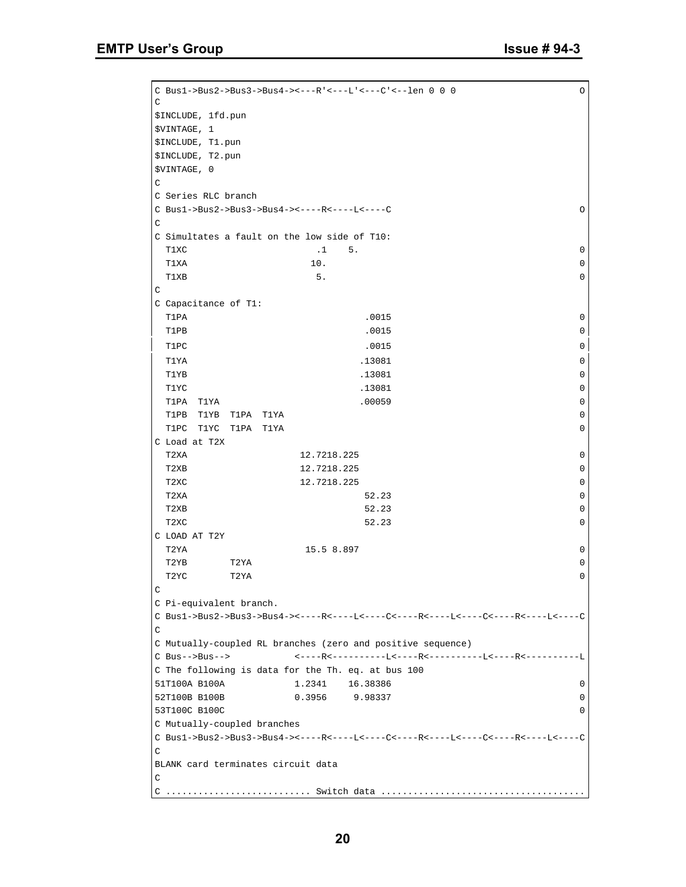```
C Bus1->Bus2->Bus3->Bus4-><---R'<---L'<---C'<--len 0 0 0                      O
C
$INCLUDE, 1fd.pun
$VINTAGE, 1
$INCLUDE, T1.pun
$INCLUDE, T2.pun
$VINTAGE, 0
C
C Series RLC branch
C Bus1->Bus2->Bus3->Bus4-><----R<----L<----C                                   O
C
C Simultates a fault on the low side of T10:
  T1XC                       .1    5.                                          0
  T1XA                      10.                                                0
  T1XB                       5.                                                0
C
C Capacitance of T1:
  T1PA                                .0015                                    0
  T1PB                                .0015                                    0
  T1PC                                .0015                                    0
  T1YA                               .13081                                    0
  T1YB                               .13081                                    0
  T1YC                               .13081                                    0
  T1PA  T1YA                         .00059                                    0
  T1PB  T1YB  T1PA  T1YA                                                       0
  T1PC  T1YC  T1PA  T1YA                                                       0
C Load at T2X
  T2XA                    12.7218.225                                          0
  T2XB                    12.7218.225                                          0
  T2XC                    12.7218.225                                          0
  T2XA                                52.23                                    0
  T2XB                                52.23                                    0
  T2XC                                52.23                                    0
C LOAD AT T2Y
  T2YA                     15.5 8.897                                          0
  T2YB        T2YA                                                             0
  T2YC        T2YA                                                             0
C
C Pi-equivalent branch.
C Bus1->Bus2->Bus3->Bus4-><----R<----L<----C<----R<----L<----C<----R<----L<----C
C
C Mutually-coupled RL branches (zero and positive sequence)
C Bus-->Bus-->            <----R<----------L<----R<----------L<----R<----------L
C The following is data for the Th. eq. at bus 100
51T100A B100A            1.2341    16.38386                                    0
52T100B B100B            0.3956     9.98337                                    0
53T100C B100C                                                                  0
C Mutually-coupled branches
C Bus1->Bus2->Bus3->Bus4-><----R<----L<----C<----R<----L<----C<----R<----L<----C
C
BLANK card terminates circuit data
C
C ........................... Switch data ......................................
```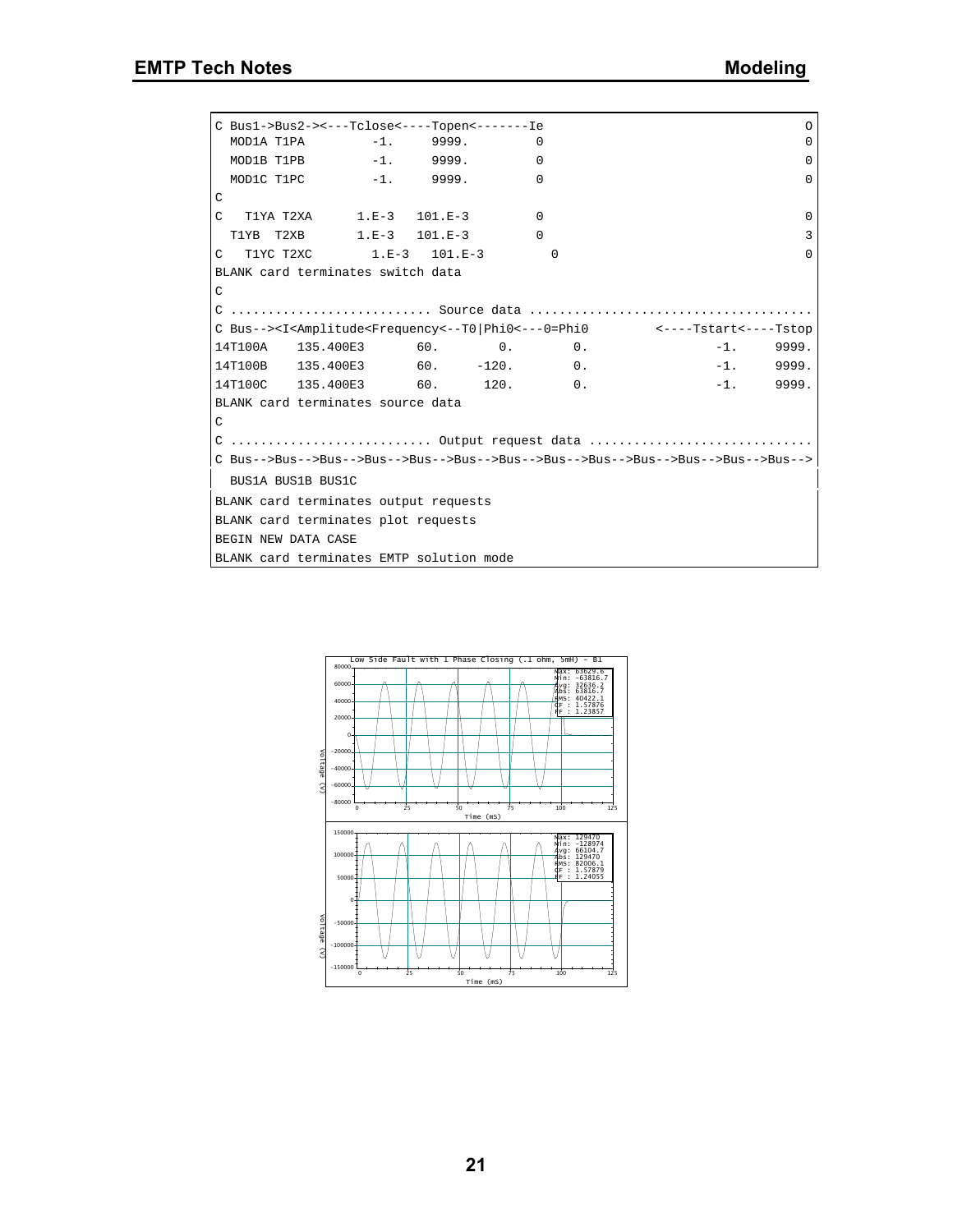```
C Bus1->Bus2-><---Tclose<----Topen<-------Ie                                   O
  MOD1A T1PA         -1.     9999.         0                                   0
  MOD1B T1PB         -1.     9999.         0                                   0
  MOD1C T1PC         -1.     9999.         0                                   0
C
C   T1YA T2XA      1.E-3   101.E-3         0                                   0
  T1YB  T2XB       1.E-3   101.E-3         0                                   3
C   T1YC T2XC        1.E-3   101.E-3         0                                 0
BLANK card terminates switch data
C
C .......................... Source data .....................................
C Bus--><I<Amplitude<Frequency<--T0|Phi0<---0=Phi0         <----Tstart<----Tstop
14T100A    135.400E3       60.        0.        0.                  -1.     9999.
14T100B    135.400E3       60.     -120.        0.                  -1.     9999.
14T100C    135.400E3       60.      120.        0.                  -1.     9999.
BLANK card terminates source data
C
C .......................... Output request data .............................
C Bus-->Bus-->Bus-->Bus-->Bus-->Bus-->Bus-->Bus-->Bus-->Bus-->Bus-->Bus-->Bus-->
  BUS1A BUS1B BUS1C
BLANK card terminates output requests
BLANK card terminates plot requests
BEGIN NEW DATA CASE
BLANK card terminates EMTP solution mode
```

Low Side Fault with 1 Phase Closing (.1 ohm, 5mH) - B1

| Statistic | Upper plot | Lower plot |
|---|---|---|
| Max | 63629.6 | 129470 |
| Min | -63816.7 | -128974 |
| Avg | 32636.2 | 66104.7 |
| Abs | 63816.7 | 129470 |
| RMS | 40422.1 | 82006.1 |
| CF | 1.57876 | 1.57879 |
| FF | 1.23857 | 1.24055 |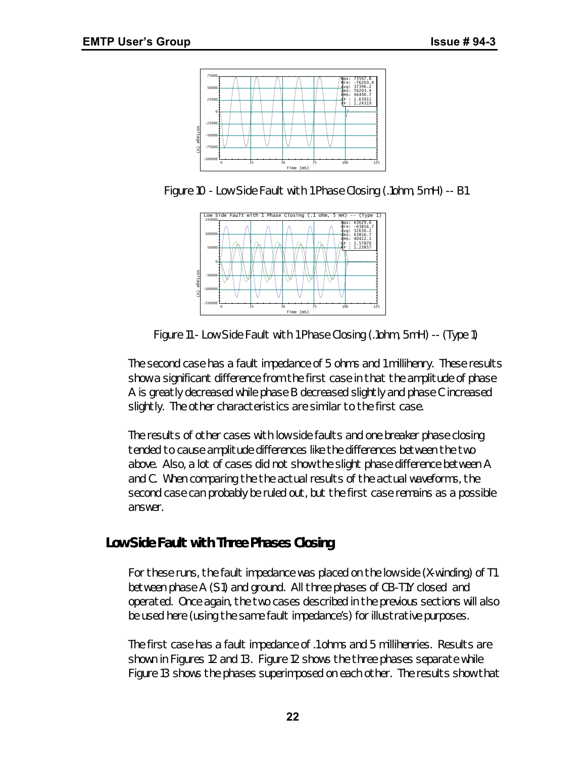Figure 10 - Low Side Fault with 1 Phase Closing (.1ohm, 5mH) -- B1

Figure 11 - Low Side Fault with 1 Phase Closing (.1ohm, 5mH) -- (Type 1)

The second case has a fault impedance of 5 ohms and 1 millihenry. These results show a significant difference from the first case in that the amplitude of phase A is greatly decreased while phase B decreased slightly and phase C increased slightly. The other characteristics are similar to the first case.

The results of other cases with low side faults and one breaker phase closing tended to cause amplitude differences like the differences between the two above. Also, a lot of cases did not show the slight phase difference between A and C. When comparing the the actual results of the actual waveforms, the second case can probably be ruled out, but the first case remains as a possible answer.

## Low Side Fault with Three Phases Closing

For these runs, the fault impedance was placed on the low side (X-winding) of T1 between phase A (S1) and ground. All three phases of CB-T1Y closed and operated. Once again, the two cases described in the previous sections will also be used here (using the same fault impedance's) for illustrative purposes.

The first case has a fault impedance of .1 ohms and 5 millihenries. Results are shown in Figures 12 and 13. Figure 12 shows the three phases separate while Figure 13 shows the phases superimposed on each other. The results show that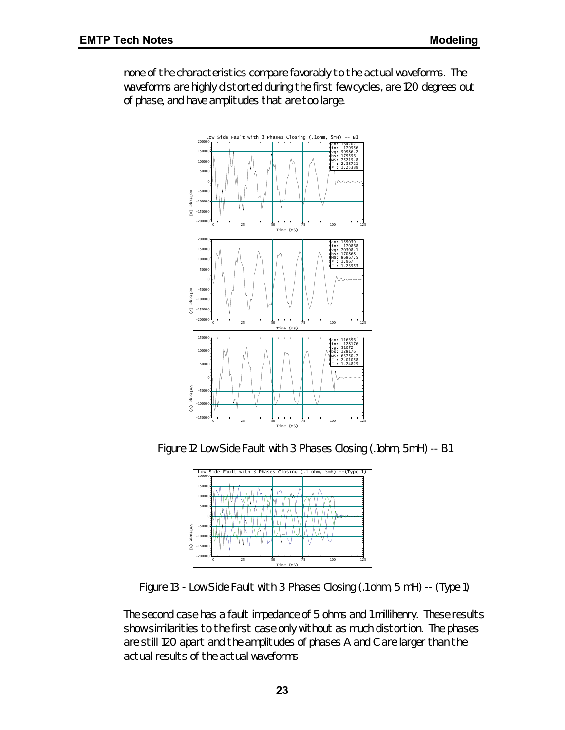none of the characteristics compare favorably to the actual waveforms. The waveforms are highly distorted during the first few cycles, are 120 degrees out of phase, and have amplitudes that are too large.

Figure 12 Low Side Fault with 3 Phases Closing (.1ohm, 5mH) -- B1

Figure 13 - Low Side Fault with 3 Phases Closing (.1 ohm, 5 mH) -- (Type 1)

The second case has a fault impedance of 5 ohms and 1 millihenry. These results show similarities to the first case only without as much distortion. The phases are still 120 apart and the amplitudes of phases A and C are larger than the actual results of the actual waveforms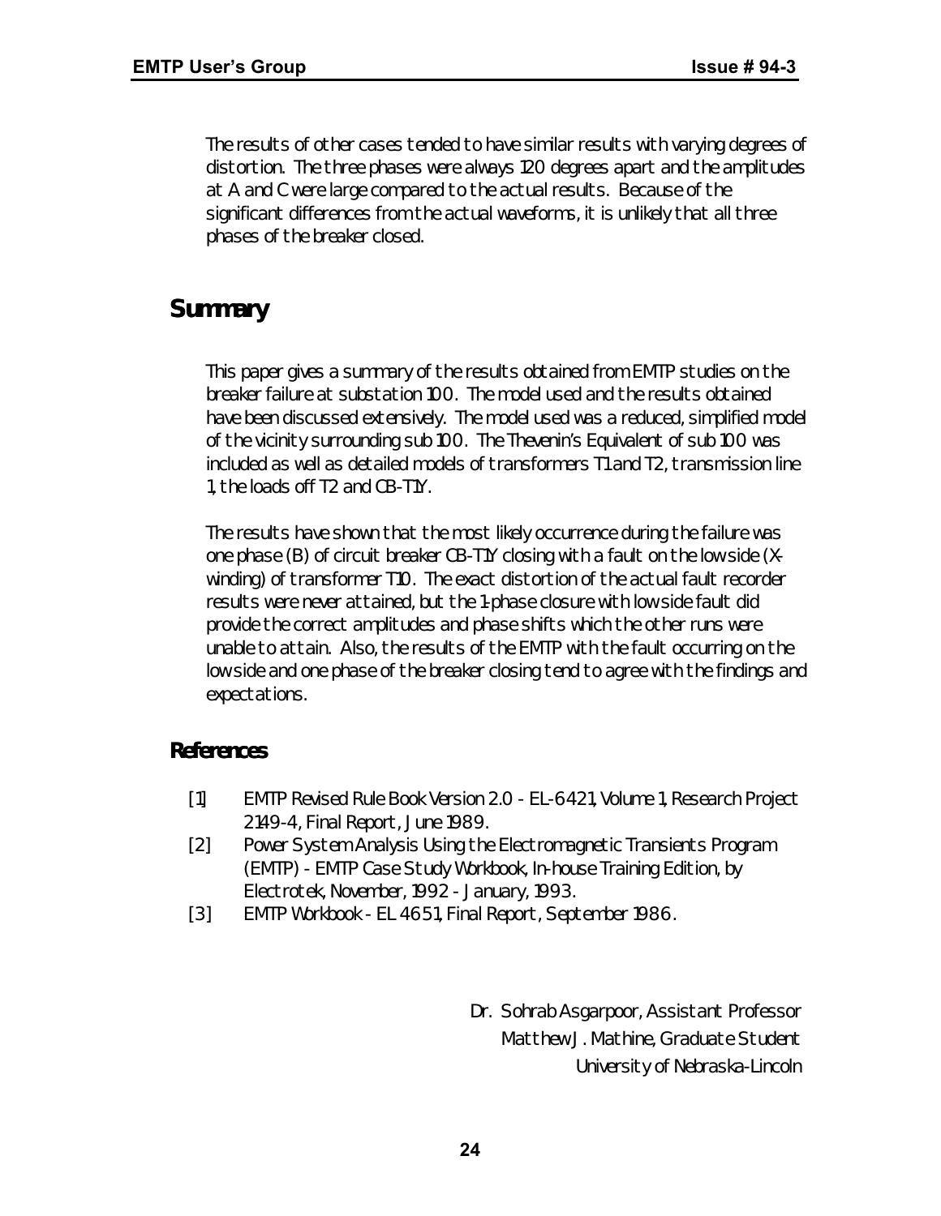The results of other cases tended to have similar results with varying degrees of distortion. The three phases were always 120 degrees apart and the amplitudes at A and C were large compared to the actual results. Because of the significant differences from the actual waveforms, it is unlikely that all three phases of the breaker closed.

## Summary

This paper gives a summary of the results obtained from EMTP studies on the breaker failure at substation 100. The model used and the results obtained have been discussed extensively. The model used was a reduced, simplified model of the vicinity surrounding sub 100. The Thevenin's Equivalent of sub 100 was included as well as detailed models of transformers T1 and T2, transmission line 1, the loads off T2 and CB-T1Y.

The results have shown that the most likely occurrence during the failure was one phase (B) of circuit breaker CB-T1Y closing with a fault on the low side (X-winding) of transformer T10. The exact distortion of the actual fault recorder results were never attained, but the 1-phase closure with low side fault did provide the correct amplitudes and phase shifts which the other runs were unable to attain. Also, the results of the EMTP with the fault occurring on the low side and one phase of the breaker closing tend to agree with the findings and expectations.

### References

[1] EMTP Revised Rule Book Version 2.0 - EL-6421, Volume 1, Research Project 2149-4, Final Report, June 1989.

[2] Power System Analysis Using the Electromagnetic Transients Program (EMTP) - EMTP Case Study Workbook, In-house Training Edition, by Electrotek, November, 1992 - January, 1993.

[3] EMTP Workbook - EL 4651, Final Report, September 1986.

Dr. Sohrab Asgarpoor, Assistant Professor
Matthew J. Mathine, Graduate Student
University of Nebraska-Lincoln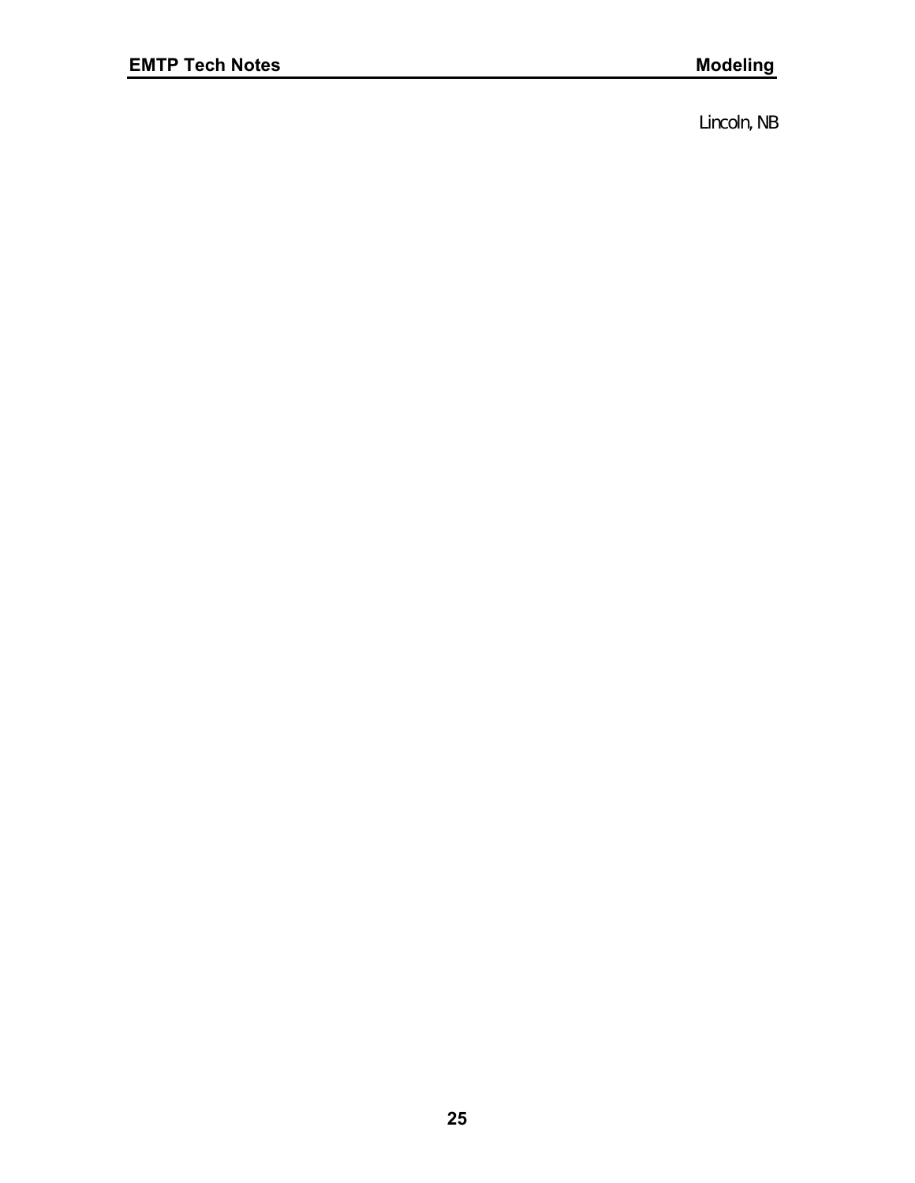Lincoln, NB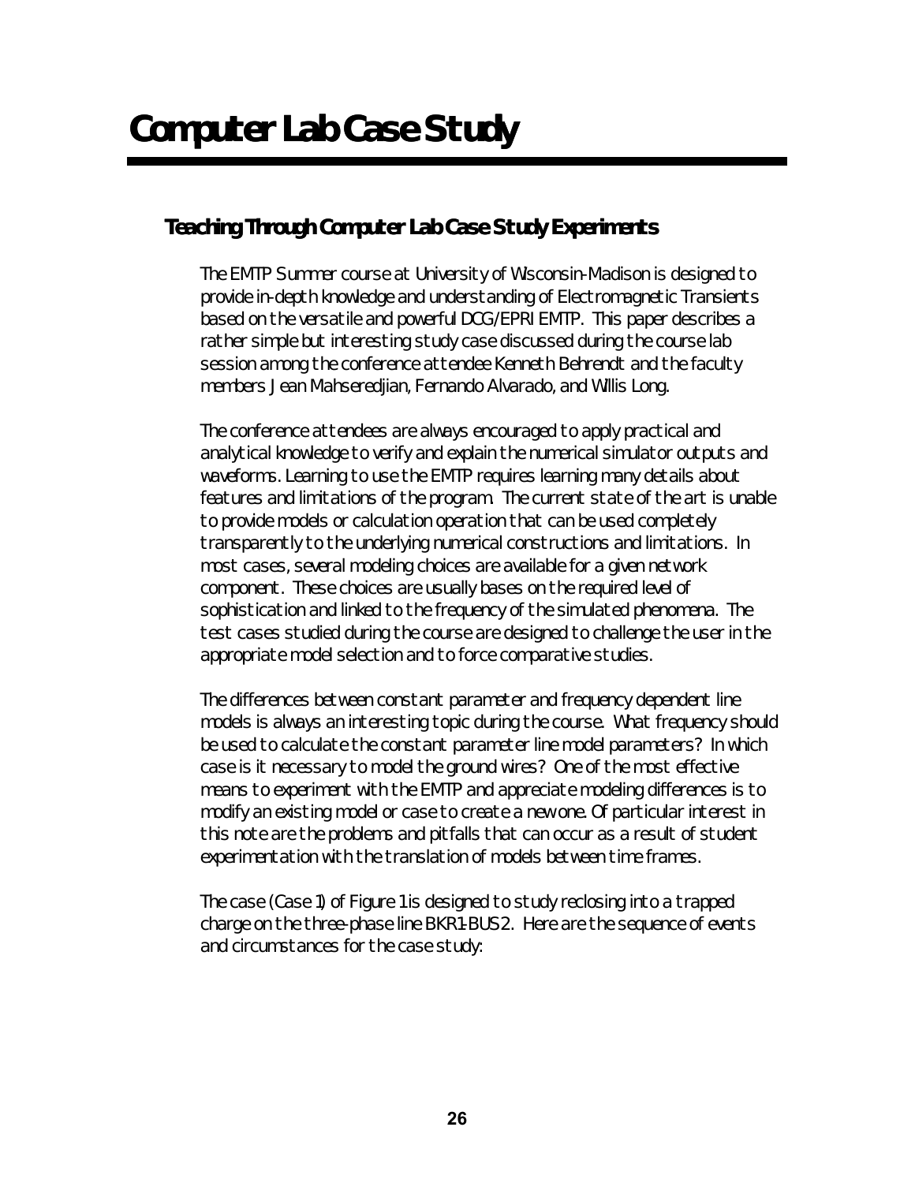# Computer Lab Case Study

## Teaching Through Computer Lab Case Study Experiments

The EMTP Summer course at University of Wisconsin-Madison is designed to provide in-depth knowledge and understanding of Electromagnetic Transients based on the versatile and powerful DCG/EPRI EMTP. This paper describes a rather simple but interesting study case discussed during the course lab session among the conference attendee Kenneth Behrendt and the faculty members Jean Mahseredjian, Fernando Alvarado, and Willis Long.

The conference attendees are always encouraged to apply practical and analytical knowledge to verify and explain the numerical simulator outputs and waveforms. Learning to use the EMTP requires learning many details about features and limitations of the program. The current state of the art is unable to provide models or calculation operation that can be used completely transparently to the underlying numerical constructions and limitations. In most cases, several modeling choices are available for a given network component. These choices are usually bases on the required level of sophistication and linked to the frequency of the simulated phenomena. The test cases studied during the course are designed to challenge the user in the appropriate model selection and to force comparative studies.

The differences between constant parameter and frequency dependent line models is always an interesting topic during the course. What frequency should be used to calculate the constant parameter line model parameters? In which case is it necessary to model the ground wires? One of the most effective means to experiment with the EMTP and appreciate modeling differences is to modify an existing model or case to create a new one. Of particular interest in this note are the problems and pitfalls that can occur as a result of student experimentation with the translation of models between time frames.

The case (Case 1) of Figure 1 is designed to study reclosing into a trapped charge on the three-phase line BKR1-BUS2. Here are the sequence of events and circumstances for the case study: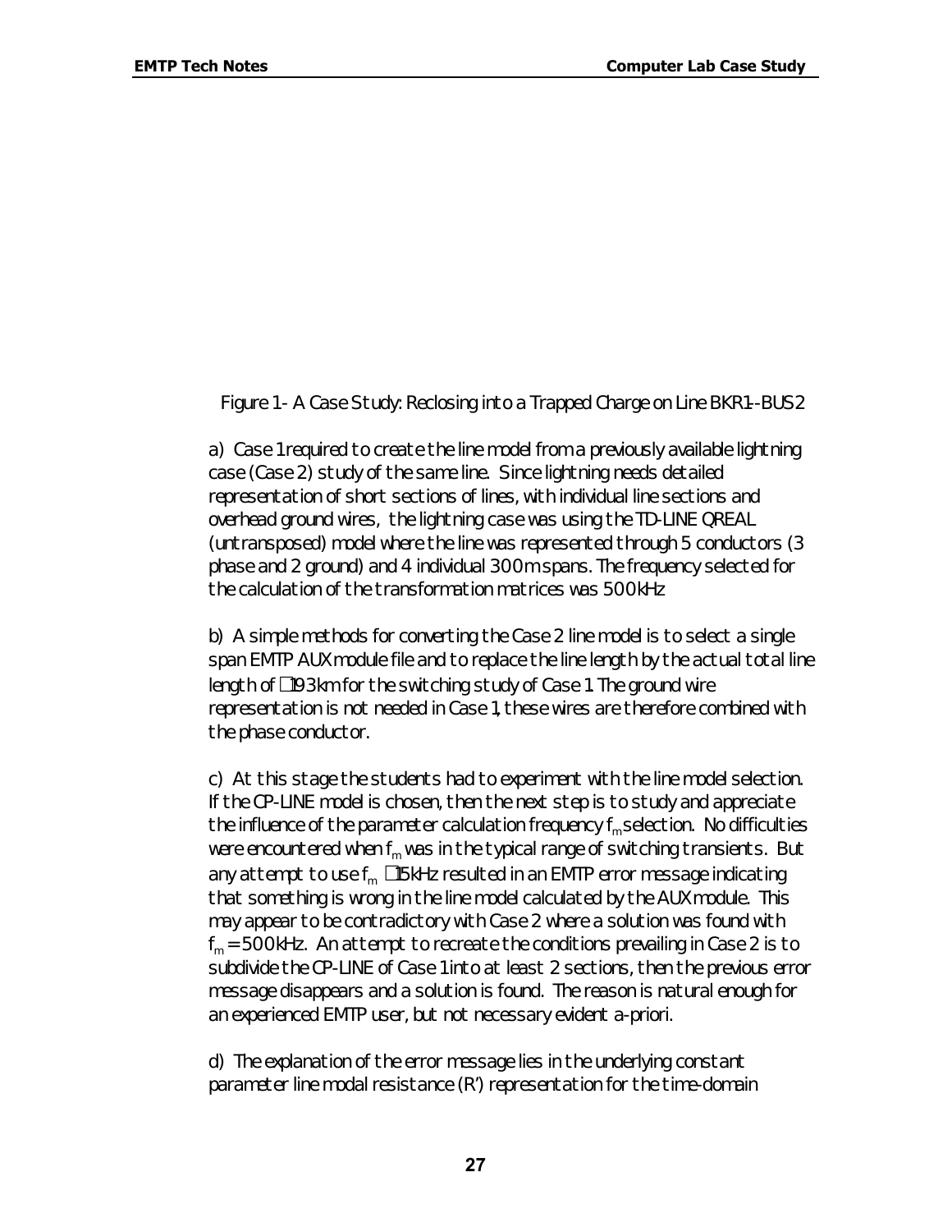Figure 1 - A Case Study: Reclosing into a Trapped Charge on Line BKR1-BUS2

a) Case 1 required to create the line model from a previously available lightning case (Case 2) study of the same line. Since lightning needs detailed representation of short sections of lines, with individual line sections and overhead ground wires, the lightning case was using the TD-LINE QREAL (untransposed) model where the line was represented through 5 conductors (3 phase and 2 ground) and 4 individual 300 m spans. The frequency selected for the calculation of the transformation matrices was 500 kHz

b) A simple methods for converting the Case 2 line model is to select a single span EMTP AUX module file and to replace the line length by the actual total line length of □193 km for the switching study of Case 1. The ground wire representation is not needed in Case 1, these wires are therefore combined with the phase conductor.

c) At this stage the students had to experiment with the line model selection. If the CP-LINE model is chosen, then the next step is to study and appreciate the influence of the parameter calculation frequency $f_m$ selection. No difficulties were encountered when $f_m$ was in the typical range of switching transients. But any attempt to use $f_m$ □15kHz resulted in an EMTP error message indicating that something is wrong in the line model calculated by the AUX module. This may appear to be contradictory with Case 2 where a solution was found with $f_m$ = 500 kHz. An attempt to recreate the conditions prevailing in Case 2 is to subdivide the CP-LINE of Case 1 into at least 2 sections, then the previous error message disappears and a solution is found. The reason is natural enough for an experienced EMTP user, but not necessary evident a-priori.

d) The explanation of the error message lies in the underlying constant parameter line modal resistance (R') representation for the time-domain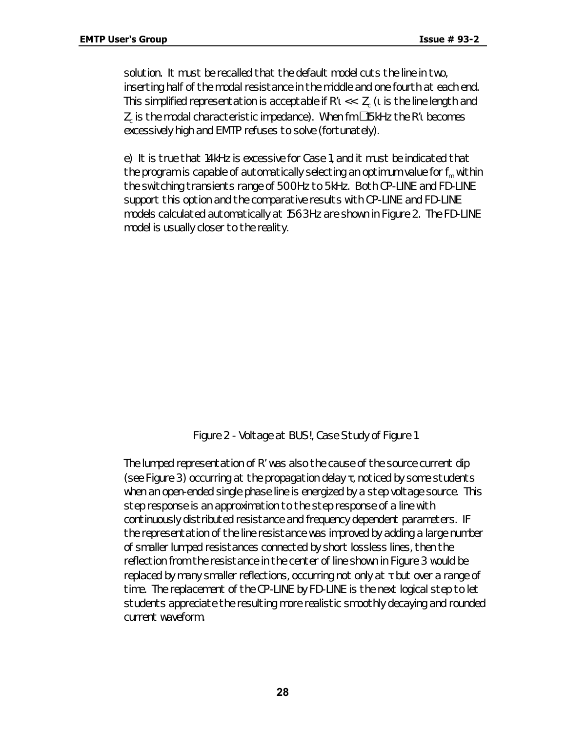solution. It must be recalled that the default model cuts the line in two, inserting half of the modal resistance in the middle and one fourth at each end. This simplified representation is acceptable if $R'\ell << Z_c$ ($\ell$ is the line length and $Z_c$ is the modal characteristic impedance). When fm $\geq$ 15kHz the $R'\ell$ becomes excessively high and EMTP refuses to solve (fortunately).

e) It is true that 14kHz is excessive for Case 1, and it must be indicated that the program is capable of automatically selecting an optimum value for $f_m$ within the switching transients range of 500Hz to 5kHz. Both CP-LINE and FD-LINE support this option and the comparative results with CP-LINE and FD-LINE models calculated automatically at 1563Hz are shown in Figure 2. The FD-LINE model is usually closer to the reality.

Figure 2 - Voltage at BUS!, Case Study of Figure 1

The lumped representation of R' was also the cause of the source current dip (see Figure 3) occurring at the propagation delay $\tau$, noticed by some students when an open-ended single phase line is energized by a step voltage source. This step response is an approximation to the step response of a line with continuously distributed resistance and frequency dependent parameters. IF the representation of the line resistance was improved by adding a large number of smaller lumped resistances connected by short lossless lines, then the reflection from the resistance in the center of line shown in Figure 3 would be replaced by many smaller reflections, occurring not only at $\tau$ but over a range of time. The replacement of the CP-LINE by FD-LINE is the next logical step to let students appreciate the resulting more realistic smoothly decaying and rounded current waveform.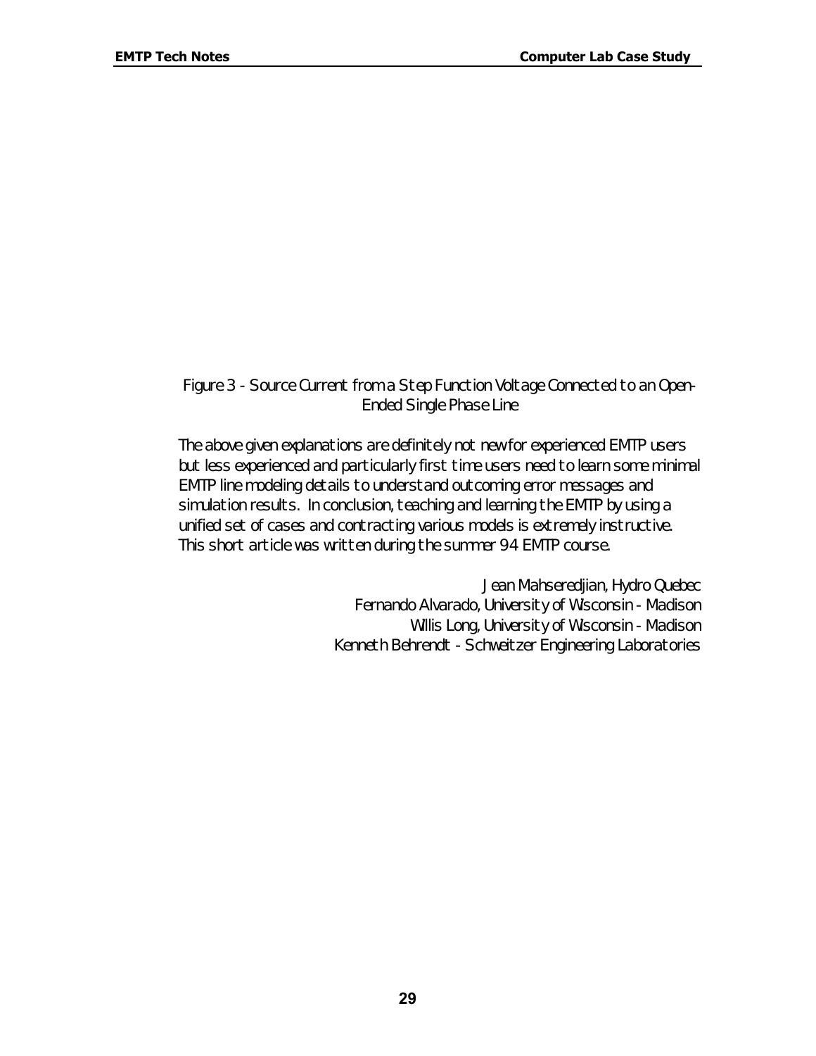Figure 3 - Source Current from a Step Function Voltage Connected to an Open-Ended Single Phase Line

The above given explanations are definitely not new for experienced EMTP users but less experienced and particularly first time users need to learn some minimal EMTP line modeling details to understand outcoming error messages and simulation results. In conclusion, teaching and learning the EMTP by using a unified set of cases and contracting various models is extremely instructive. This short article was written during the summer 94 EMTP course.

Jean Mahseredjian, Hydro Quebec
Fernando Alvarado, University of Wisconsin - Madison
Willis Long, University of Wisconsin - Madison
Kenneth Behrendt - Schweitzer Engineering Laboratories